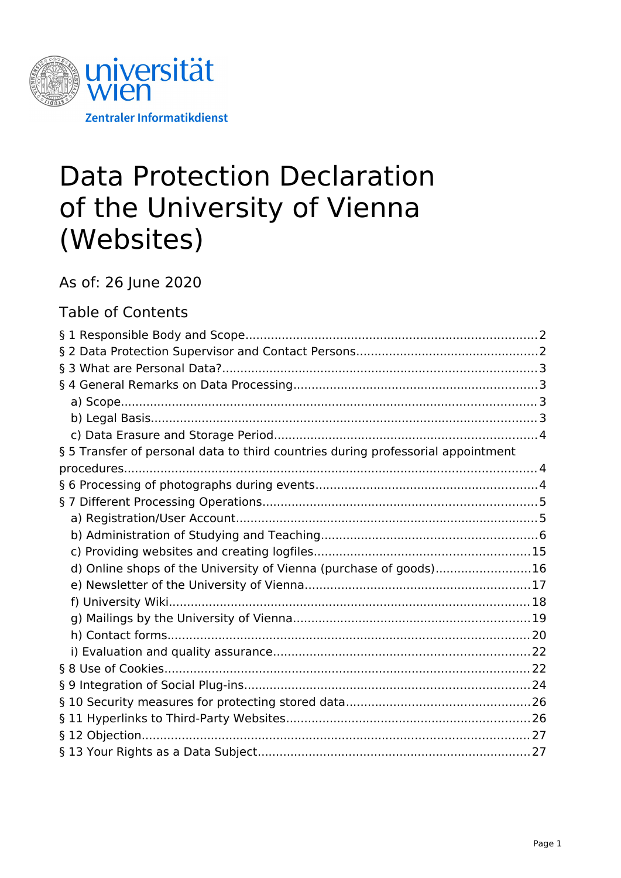universität wien

Zentraler Informatikdienst

# Data Protection Declaration of the University of Vienna (Websites)

As of: 26 June 2020

## Table of Contents

§ 1 Responsible Body and Scope ........ 2
§ 2 Data Protection Supervisor and Contact Persons ........ 2
§ 3 What are Personal Data? ........ 3
§ 4 General Remarks on Data Processing ........ 3
- a) Scope ........ 3
- b) Legal Basis ........ 3
- c) Data Erasure and Storage Period ........ 4

§ 5 Transfer of personal data to third countries during professorial appointment procedures ........ 4
§ 6 Processing of photographs during events ........ 4
§ 7 Different Processing Operations ........ 5
- a) Registration/User Account ........ 5
- b) Administration of Studying and Teaching ........ 6
- c) Providing websites and creating logfiles ........ 15
- d) Online shops of the University of Vienna (purchase of goods) ........ 16
- e) Newsletter of the University of Vienna ........ 17
- f) University Wiki ........ 18
- g) Mailings by the University of Vienna ........ 19
- h) Contact forms ........ 20
- i) Evaluation and quality assurance ........ 22

§ 8 Use of Cookies ........ 22
§ 9 Integration of Social Plug-ins ........ 24
§ 10 Security measures for protecting stored data ........ 26
§ 11 Hyperlinks to Third-Party Websites ........ 26
§ 12 Objection ........ 27
§ 13 Your Rights as a Data Subject ........ 27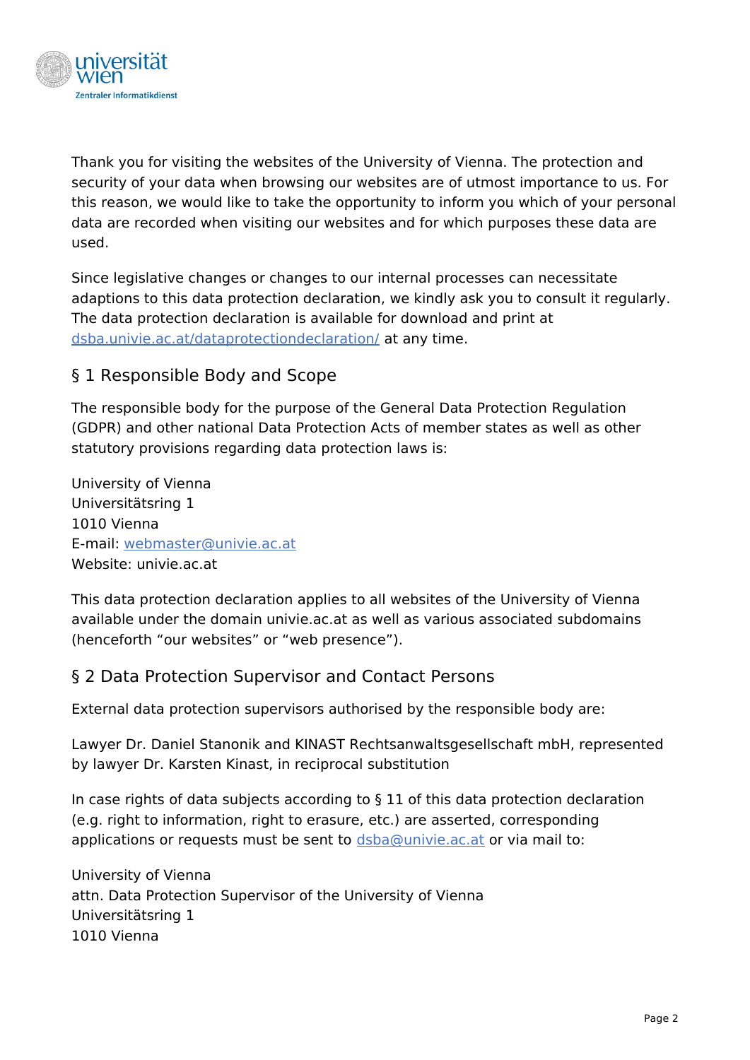Thank you for visiting the websites of the University of Vienna. The protection and security of your data when browsing our websites are of utmost importance to us. For this reason, we would like to take the opportunity to inform you which of your personal data are recorded when visiting our websites and for which purposes these data are used.

Since legislative changes or changes to our internal processes can necessitate adaptions to this data protection declaration, we kindly ask you to consult it regularly. The data protection declaration is available for download and print at dsba.univie.ac.at/dataprotectiondeclaration/ at any time.

## § 1 Responsible Body and Scope

The responsible body for the purpose of the General Data Protection Regulation (GDPR) and other national Data Protection Acts of member states as well as other statutory provisions regarding data protection laws is:

University of Vienna
Universitätsring 1
1010 Vienna
E-mail: webmaster@univie.ac.at
Website: univie.ac.at

This data protection declaration applies to all websites of the University of Vienna available under the domain univie.ac.at as well as various associated subdomains (henceforth "our websites" or "web presence").

## § 2 Data Protection Supervisor and Contact Persons

External data protection supervisors authorised by the responsible body are:

Lawyer Dr. Daniel Stanonik and KINAST Rechtsanwaltsgesellschaft mbH, represented by lawyer Dr. Karsten Kinast, in reciprocal substitution

In case rights of data subjects according to § 11 of this data protection declaration (e.g. right to information, right to erasure, etc.) are asserted, corresponding applications or requests must be sent to dsba@univie.ac.at or via mail to:

University of Vienna
attn. Data Protection Supervisor of the University of Vienna
Universitätsring 1
1010 Vienna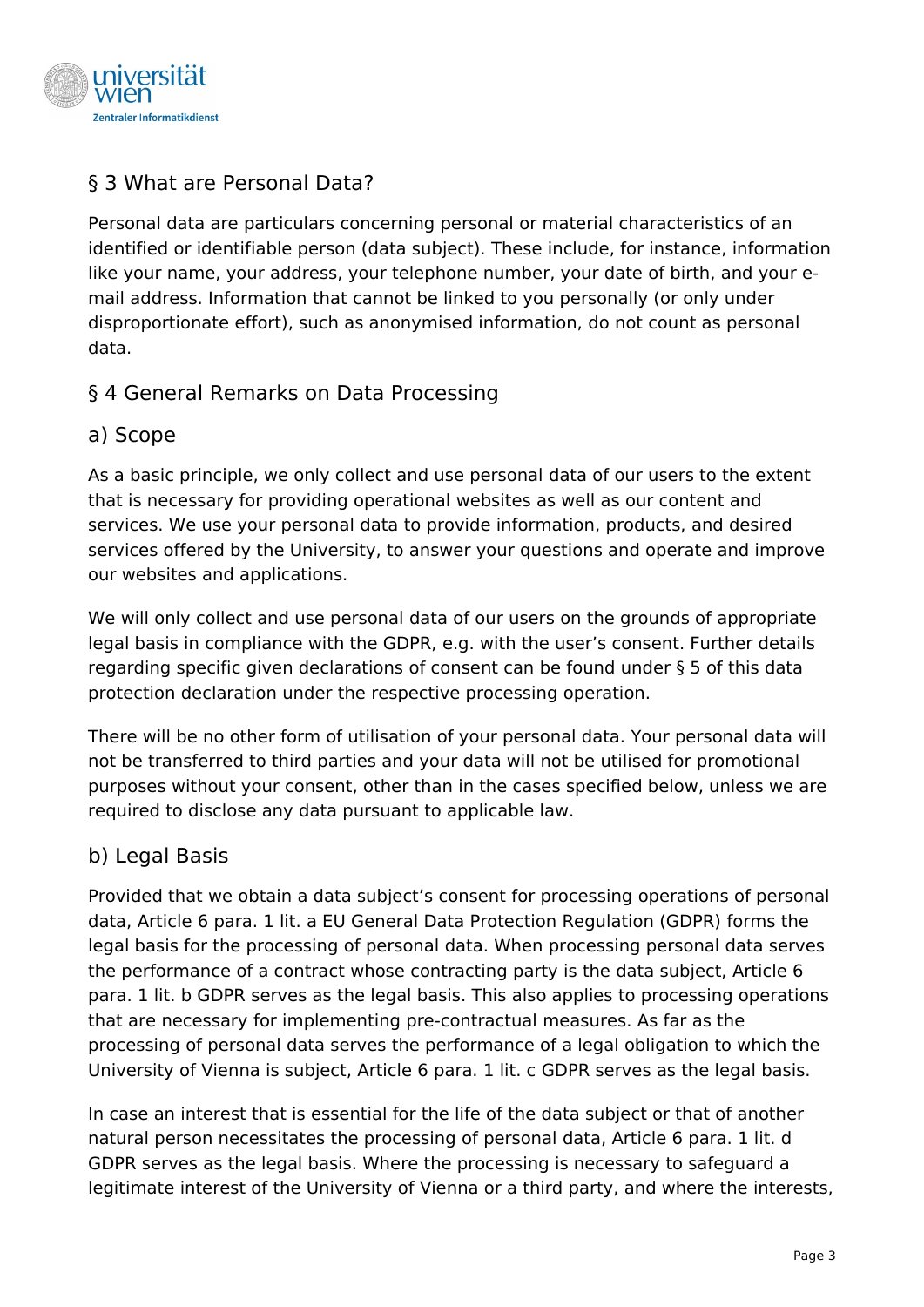## § 3 What are Personal Data?

Personal data are particulars concerning personal or material characteristics of an identified or identifiable person (data subject). These include, for instance, information like your name, your address, your telephone number, your date of birth, and your e-mail address. Information that cannot be linked to you personally (or only under disproportionate effort), such as anonymised information, do not count as personal data.

## § 4 General Remarks on Data Processing

### a) Scope

As a basic principle, we only collect and use personal data of our users to the extent that is necessary for providing operational websites as well as our content and services. We use your personal data to provide information, products, and desired services offered by the University, to answer your questions and operate and improve our websites and applications.

We will only collect and use personal data of our users on the grounds of appropriate legal basis in compliance with the GDPR, e.g. with the user's consent. Further details regarding specific given declarations of consent can be found under § 5 of this data protection declaration under the respective processing operation.

There will be no other form of utilisation of your personal data. Your personal data will not be transferred to third parties and your data will not be utilised for promotional purposes without your consent, other than in the cases specified below, unless we are required to disclose any data pursuant to applicable law.

### b) Legal Basis

Provided that we obtain a data subject's consent for processing operations of personal data, Article 6 para. 1 lit. a EU General Data Protection Regulation (GDPR) forms the legal basis for the processing of personal data. When processing personal data serves the performance of a contract whose contracting party is the data subject, Article 6 para. 1 lit. b GDPR serves as the legal basis. This also applies to processing operations that are necessary for implementing pre-contractual measures. As far as the processing of personal data serves the performance of a legal obligation to which the University of Vienna is subject, Article 6 para. 1 lit. c GDPR serves as the legal basis.

In case an interest that is essential for the life of the data subject or that of another natural person necessitates the processing of personal data, Article 6 para. 1 lit. d GDPR serves as the legal basis. Where the processing is necessary to safeguard a legitimate interest of the University of Vienna or a third party, and where the interests,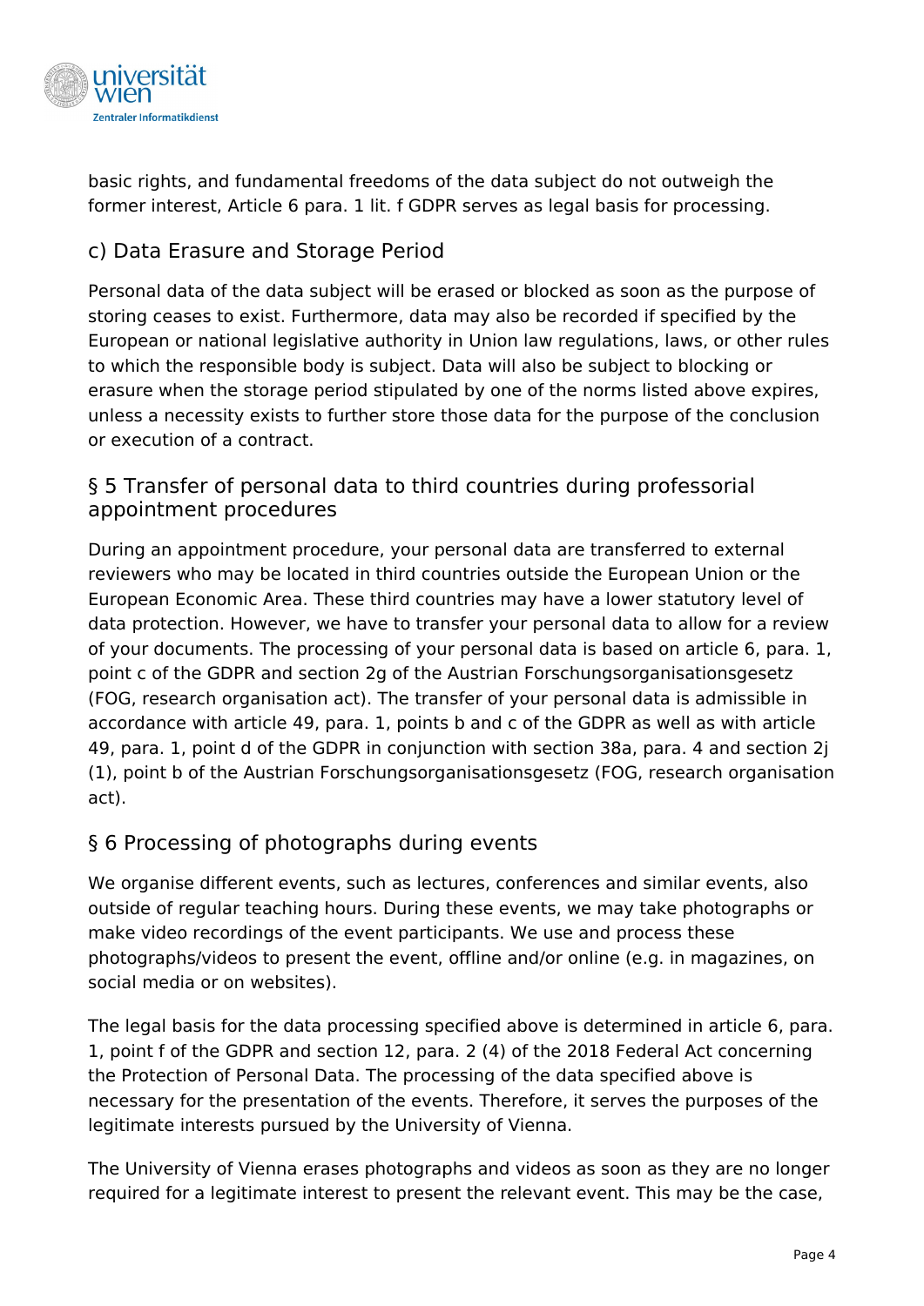basic rights, and fundamental freedoms of the data subject do not outweigh the former interest, Article 6 para. 1 lit. f GDPR serves as legal basis for processing.

### c) Data Erasure and Storage Period

Personal data of the data subject will be erased or blocked as soon as the purpose of storing ceases to exist. Furthermore, data may also be recorded if specified by the European or national legislative authority in Union law regulations, laws, or other rules to which the responsible body is subject. Data will also be subject to blocking or erasure when the storage period stipulated by one of the norms listed above expires, unless a necessity exists to further store those data for the purpose of the conclusion or execution of a contract.

## § 5 Transfer of personal data to third countries during professorial appointment procedures

During an appointment procedure, your personal data are transferred to external reviewers who may be located in third countries outside the European Union or the European Economic Area. These third countries may have a lower statutory level of data protection. However, we have to transfer your personal data to allow for a review of your documents. The processing of your personal data is based on article 6, para. 1, point c of the GDPR and section 2g of the Austrian Forschungsorganisationsgesetz (FOG, research organisation act). The transfer of your personal data is admissible in accordance with article 49, para. 1, points b and c of the GDPR as well as with article 49, para. 1, point d of the GDPR in conjunction with section 38a, para. 4 and section 2j (1), point b of the Austrian Forschungsorganisationsgesetz (FOG, research organisation act).

## § 6 Processing of photographs during events

We organise different events, such as lectures, conferences and similar events, also outside of regular teaching hours. During these events, we may take photographs or make video recordings of the event participants. We use and process these photographs/videos to present the event, offline and/or online (e.g. in magazines, on social media or on websites).

The legal basis for the data processing specified above is determined in article 6, para. 1, point f of the GDPR and section 12, para. 2 (4) of the 2018 Federal Act concerning the Protection of Personal Data. The processing of the data specified above is necessary for the presentation of the events. Therefore, it serves the purposes of the legitimate interests pursued by the University of Vienna.

The University of Vienna erases photographs and videos as soon as they are no longer required for a legitimate interest to present the relevant event. This may be the case,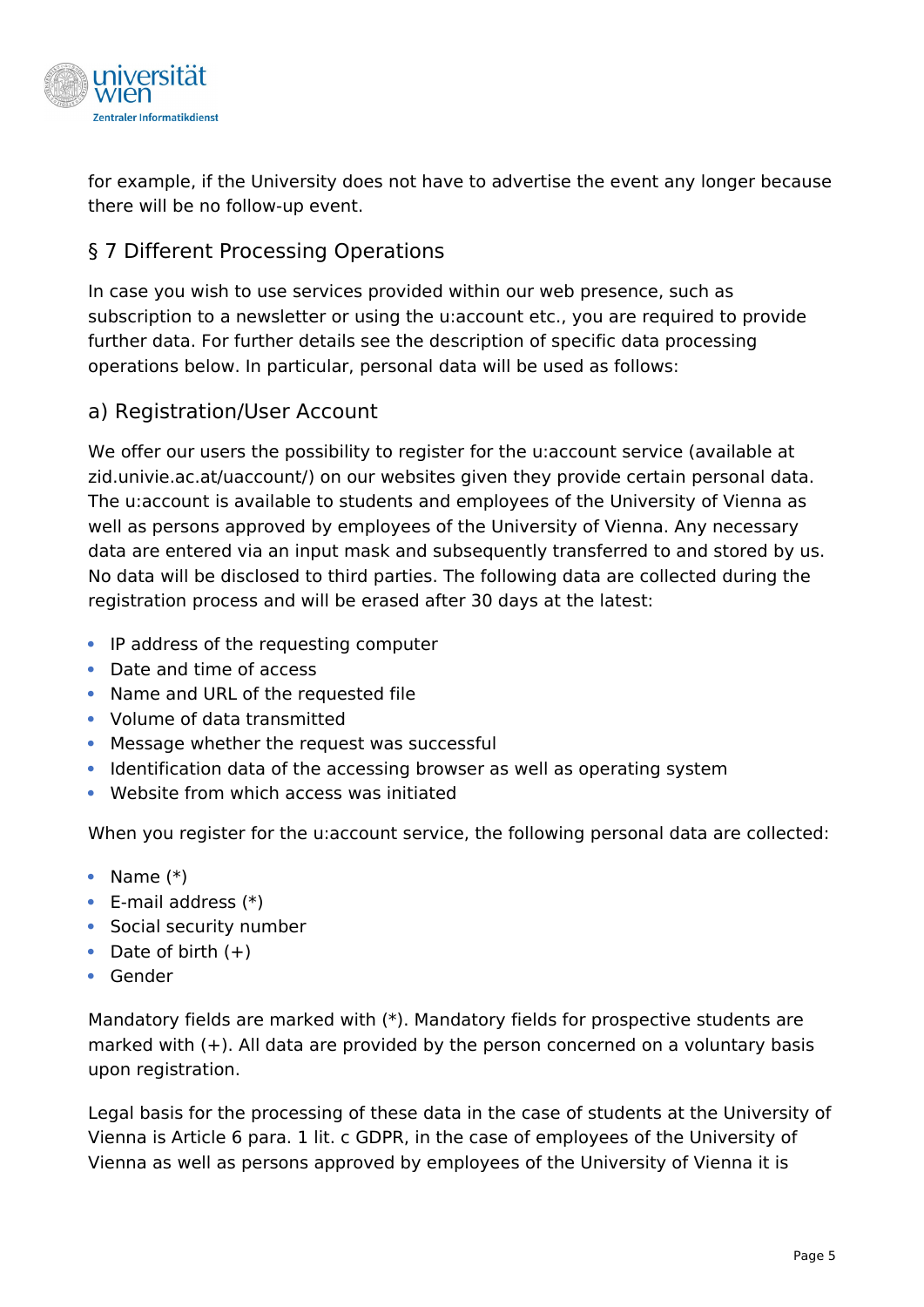for example, if the University does not have to advertise the event any longer because there will be no follow-up event.

## § 7 Different Processing Operations

In case you wish to use services provided within our web presence, such as subscription to a newsletter or using the u:account etc., you are required to provide further data. For further details see the description of specific data processing operations below. In particular, personal data will be used as follows:

### a) Registration/User Account

We offer our users the possibility to register for the u:account service (available at zid.univie.ac.at/uaccount/) on our websites given they provide certain personal data. The u:account is available to students and employees of the University of Vienna as well as persons approved by employees of the University of Vienna. Any necessary data are entered via an input mask and subsequently transferred to and stored by us. No data will be disclosed to third parties. The following data are collected during the registration process and will be erased after 30 days at the latest:

- IP address of the requesting computer
- Date and time of access
- Name and URL of the requested file
- Volume of data transmitted
- Message whether the request was successful
- Identification data of the accessing browser as well as operating system
- Website from which access was initiated

When you register for the u:account service, the following personal data are collected:

- Name (*)
- E-mail address (*)
- Social security number
- Date of birth (+)
- Gender

Mandatory fields are marked with (*). Mandatory fields for prospective students are marked with (+). All data are provided by the person concerned on a voluntary basis upon registration.

Legal basis for the processing of these data in the case of students at the University of Vienna is Article 6 para. 1 lit. c GDPR, in the case of employees of the University of Vienna as well as persons approved by employees of the University of Vienna it is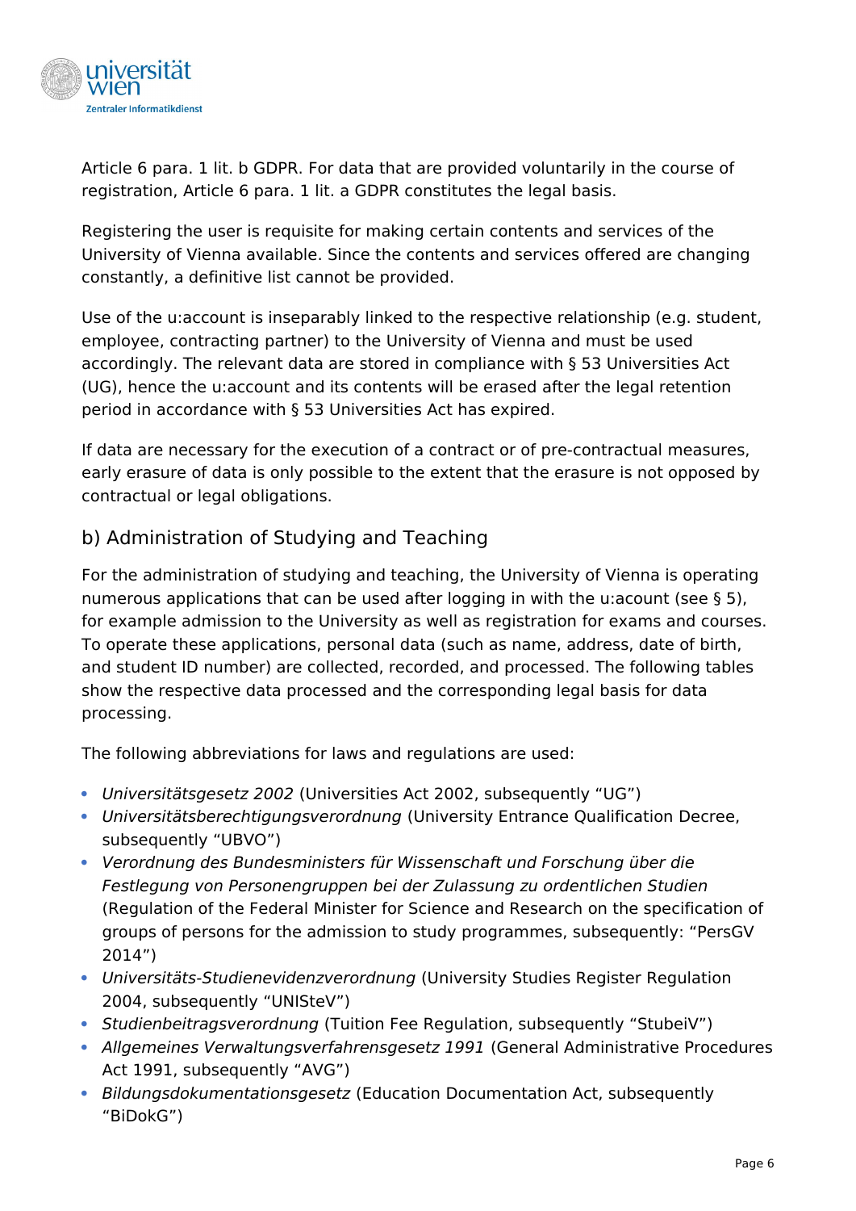Article 6 para. 1 lit. b GDPR. For data that are provided voluntarily in the course of registration, Article 6 para. 1 lit. a GDPR constitutes the legal basis.

Registering the user is requisite for making certain contents and services of the University of Vienna available. Since the contents and services offered are changing constantly, a definitive list cannot be provided.

Use of the u:account is inseparably linked to the respective relationship (e.g. student, employee, contracting partner) to the University of Vienna and must be used accordingly. The relevant data are stored in compliance with § 53 Universities Act (UG), hence the u:account and its contents will be erased after the legal retention period in accordance with § 53 Universities Act has expired.

If data are necessary for the execution of a contract or of pre-contractual measures, early erasure of data is only possible to the extent that the erasure is not opposed by contractual or legal obligations.

## b) Administration of Studying and Teaching

For the administration of studying and teaching, the University of Vienna is operating numerous applications that can be used after logging in with the u:acount (see § 5), for example admission to the University as well as registration for exams and courses. To operate these applications, personal data (such as name, address, date of birth, and student ID number) are collected, recorded, and processed. The following tables show the respective data processed and the corresponding legal basis for data processing.

The following abbreviations for laws and regulations are used:

- *Universitätsgesetz 2002* (Universities Act 2002, subsequently "UG")
- *Universitätsberechtigungsverordnung* (University Entrance Qualification Decree, subsequently "UBVO")
- *Verordnung des Bundesministers für Wissenschaft und Forschung über die Festlegung von Personengruppen bei der Zulassung zu ordentlichen Studien* (Regulation of the Federal Minister for Science and Research on the specification of groups of persons for the admission to study programmes, subsequently: "PersGV 2014")
- *Universitäts-Studienevidenzverordnung* (University Studies Register Regulation 2004, subsequently "UNISteV")
- *Studienbeitragsverordnung* (Tuition Fee Regulation, subsequently "StubeiV")
- *Allgemeines Verwaltungsverfahrensgesetz 1991* (General Administrative Procedures Act 1991, subsequently "AVG")
- *Bildungsdokumentationsgesetz* (Education Documentation Act, subsequently "BiDokG")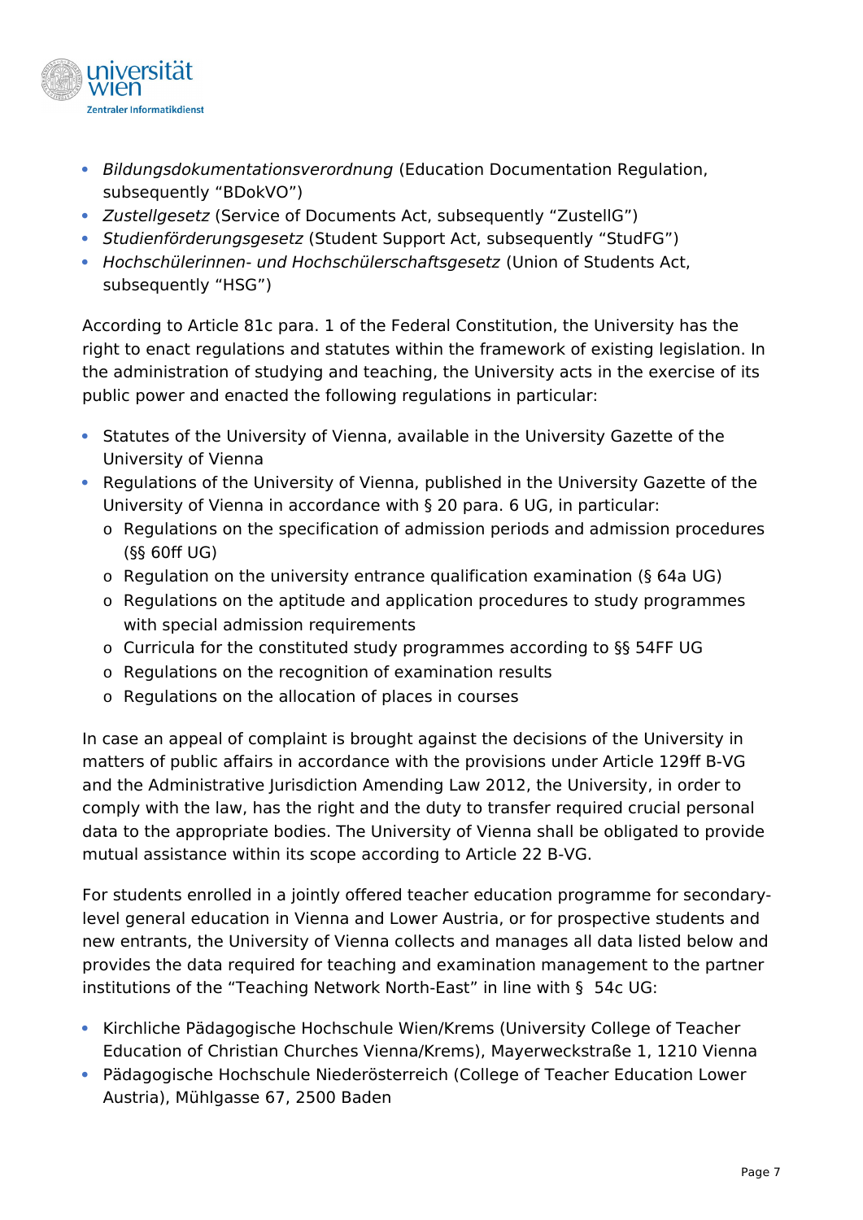- *Bildungsdokumentationsverordnung* (Education Documentation Regulation, subsequently "BDokVO")
- *Zustellgesetz* (Service of Documents Act, subsequently "ZustellG")
- *Studienförderungsgesetz* (Student Support Act, subsequently "StudFG")
- *Hochschülerinnen- und Hochschülerschaftsgesetz* (Union of Students Act, subsequently "HSG")

According to Article 81c para. 1 of the Federal Constitution, the University has the right to enact regulations and statutes within the framework of existing legislation. In the administration of studying and teaching, the University acts in the exercise of its public power and enacted the following regulations in particular:

- Statutes of the University of Vienna, available in the University Gazette of the University of Vienna
- Regulations of the University of Vienna, published in the University Gazette of the University of Vienna in accordance with § 20 para. 6 UG, in particular:
  - Regulations on the specification of admission periods and admission procedures (§§ 60ff UG)
  - Regulation on the university entrance qualification examination (§ 64a UG)
  - Regulations on the aptitude and application procedures to study programmes with special admission requirements
  - Curricula for the constituted study programmes according to §§ 54FF UG
  - Regulations on the recognition of examination results
  - Regulations on the allocation of places in courses

In case an appeal of complaint is brought against the decisions of the University in matters of public affairs in accordance with the provisions under Article 129ff B-VG and the Administrative Jurisdiction Amending Law 2012, the University, in order to comply with the law, has the right and the duty to transfer required crucial personal data to the appropriate bodies. The University of Vienna shall be obligated to provide mutual assistance within its scope according to Article 22 B-VG.

For students enrolled in a jointly offered teacher education programme for secondary-level general education in Vienna and Lower Austria, or for prospective students and new entrants, the University of Vienna collects and manages all data listed below and provides the data required for teaching and examination management to the partner institutions of the "Teaching Network North-East" in line with § 54c UG:

- Kirchliche Pädagogische Hochschule Wien/Krems (University College of Teacher Education of Christian Churches Vienna/Krems), Mayerweckstraße 1, 1210 Vienna
- Pädagogische Hochschule Niederösterreich (College of Teacher Education Lower Austria), Mühlgasse 67, 2500 Baden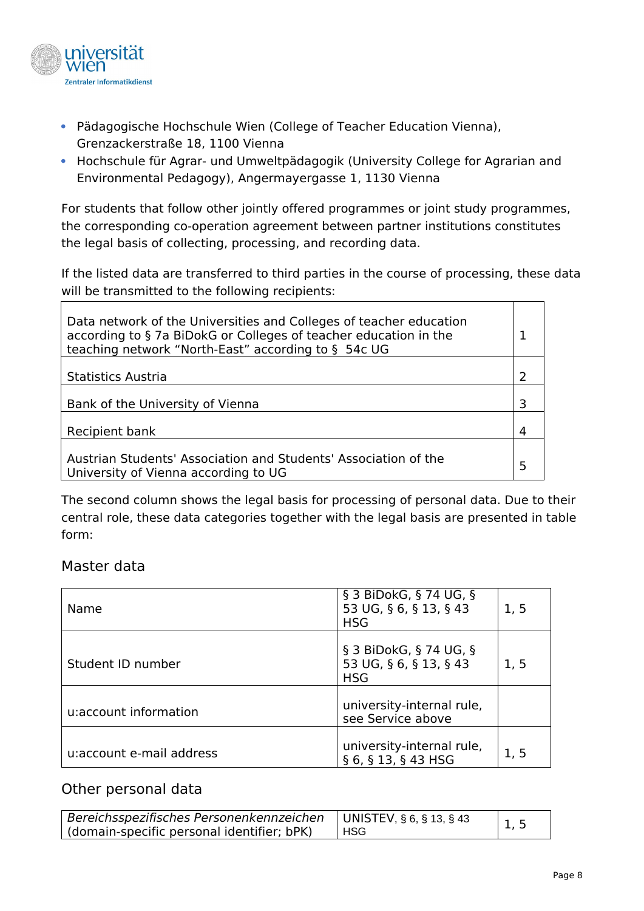- Pädagogische Hochschule Wien (College of Teacher Education Vienna), Grenzackerstraße 18, 1100 Vienna
- Hochschule für Agrar- und Umweltpädagogik (University College for Agrarian and Environmental Pedagogy), Angermayergasse 1, 1130 Vienna

For students that follow other jointly offered programmes or joint study programmes, the corresponding co-operation agreement between partner institutions constitutes the legal basis of collecting, processing, and recording data.

If the listed data are transferred to third parties in the course of processing, these data will be transmitted to the following recipients:

| | |
|---|---|
| Data network of the Universities and Colleges of teacher education according to § 7a BiDokG or Colleges of teacher education in the teaching network "North-East" according to § 54c UG | 1 |
| Statistics Austria | 2 |
| Bank of the University of Vienna | 3 |
| Recipient bank | 4 |
| Austrian Students' Association and Students' Association of the University of Vienna according to UG | 5 |

The second column shows the legal basis for processing of personal data. Due to their central role, these data categories together with the legal basis are presented in table form:

## Master data

| | | |
|---|---|---|
| Name | § 3 BiDokG, § 74 UG, § 53 UG, § 6, § 13, § 43 HSG | 1, 5 |
| Student ID number | § 3 BiDokG, § 74 UG, § 53 UG, § 6, § 13, § 43 HSG | 1, 5 |
| u:account information | university-internal rule, see Service above | |
| u:account e-mail address | university-internal rule, § 6, § 13, § 43 HSG | 1, 5 |

## Other personal data

| | | |
|---|---|---|
| *Bereichsspezifisches Personenkennzeichen* (domain-specific personal identifier; bPK) | UNISTEV, § 6, § 13, § 43 HSG | 1, 5 |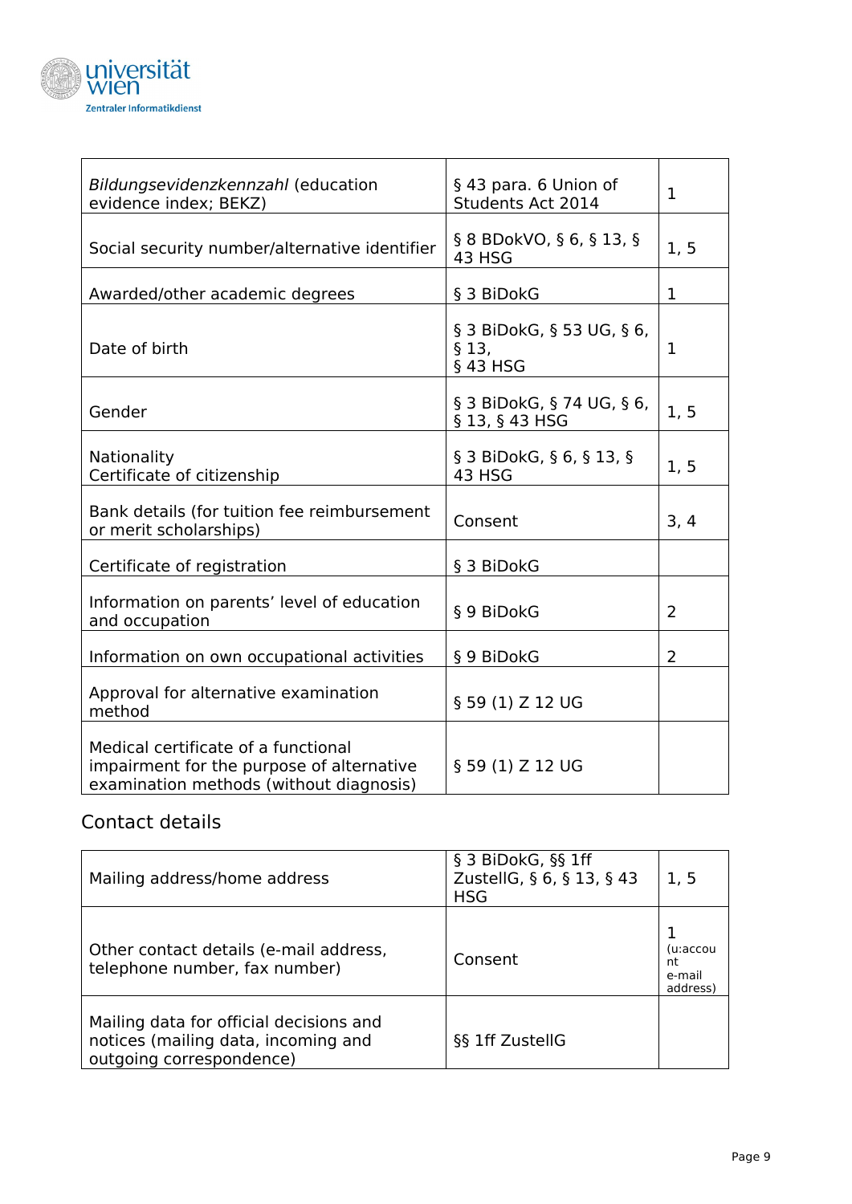| | | |
|---|---|---|
| *Bildungsevidenzkennzahl* (education evidence index; BEKZ) | § 43 para. 6 Union of Students Act 2014 | 1 |
| Social security number/alternative identifier | § 8 BDokVO, § 6, § 13, § 43 HSG | 1, 5 |
| Awarded/other academic degrees | § 3 BiDokG | 1 |
| Date of birth | § 3 BiDokG, § 53 UG, § 6, § 13, § 43 HSG | 1 |
| Gender | § 3 BiDokG, § 74 UG, § 6, § 13, § 43 HSG | 1, 5 |
| Nationality Certificate of citizenship | § 3 BiDokG, § 6, § 13, § 43 HSG | 1, 5 |
| Bank details (for tuition fee reimbursement or merit scholarships) | Consent | 3, 4 |
| Certificate of registration | § 3 BiDokG | |
| Information on parents' level of education and occupation | § 9 BiDokG | 2 |
| Information on own occupational activities | § 9 BiDokG | 2 |
| Approval for alternative examination method | § 59 (1) Z 12 UG | |
| Medical certificate of a functional impairment for the purpose of alternative examination methods (without diagnosis) | § 59 (1) Z 12 UG | |

## Contact details

| | | |
|---|---|---|
| Mailing address/home address | § 3 BiDokG, §§ 1ff ZustellG, § 6, § 13, § 43 HSG | 1, 5 |
| Other contact details (e-mail address, telephone number, fax number) | Consent | 1 (u:account e-mail address) |
| Mailing data for official decisions and notices (mailing data, incoming and outgoing correspondence) | §§ 1ff ZustellG | |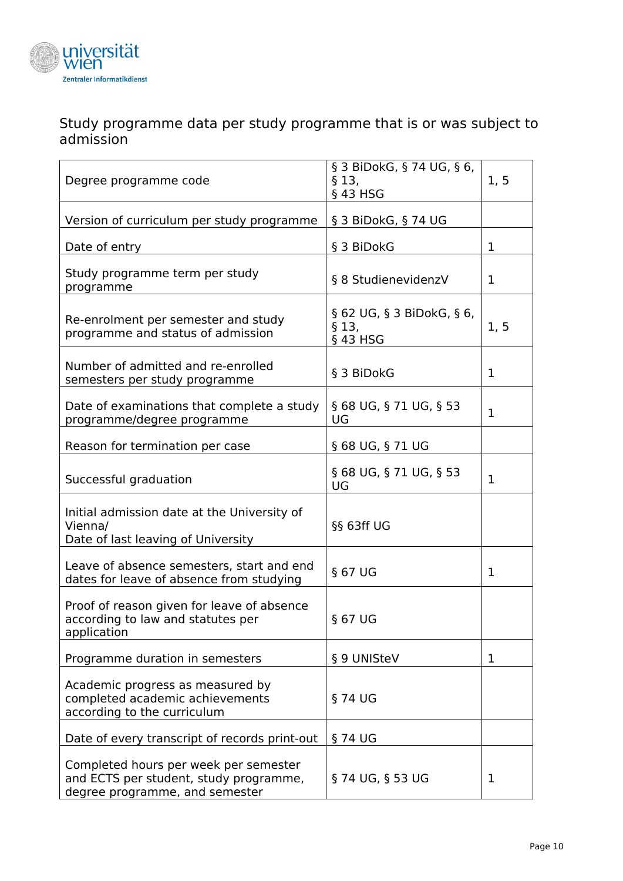Study programme data per study programme that is or was subject to admission

| | | |
|---|---|---|
| Degree programme code | § 3 BiDokG, § 74 UG, § 6, § 13, § 43 HSG | 1, 5 |
| Version of curriculum per study programme | § 3 BiDokG, § 74 UG | |
| Date of entry | § 3 BiDokG | 1 |
| Study programme term per study programme | § 8 StudienevidenzV | 1 |
| Re-enrolment per semester and study programme and status of admission | § 62 UG, § 3 BiDokG, § 6, § 13, § 43 HSG | 1, 5 |
| Number of admitted and re-enrolled semesters per study programme | § 3 BiDokG | 1 |
| Date of examinations that complete a study programme/degree programme | § 68 UG, § 71 UG, § 53 UG | 1 |
| Reason for termination per case | § 68 UG, § 71 UG | |
| Successful graduation | § 68 UG, § 71 UG, § 53 UG | 1 |
| Initial admission date at the University of Vienna/ Date of last leaving of University | §§ 63ff UG | |
| Leave of absence semesters, start and end dates for leave of absence from studying | § 67 UG | 1 |
| Proof of reason given for leave of absence according to law and statutes per application | § 67 UG | |
| Programme duration in semesters | § 9 UNISteV | 1 |
| Academic progress as measured by completed academic achievements according to the curriculum | § 74 UG | |
| Date of every transcript of records print-out | § 74 UG | |
| Completed hours per week per semester and ECTS per student, study programme, degree programme, and semester | § 74 UG, § 53 UG | 1 |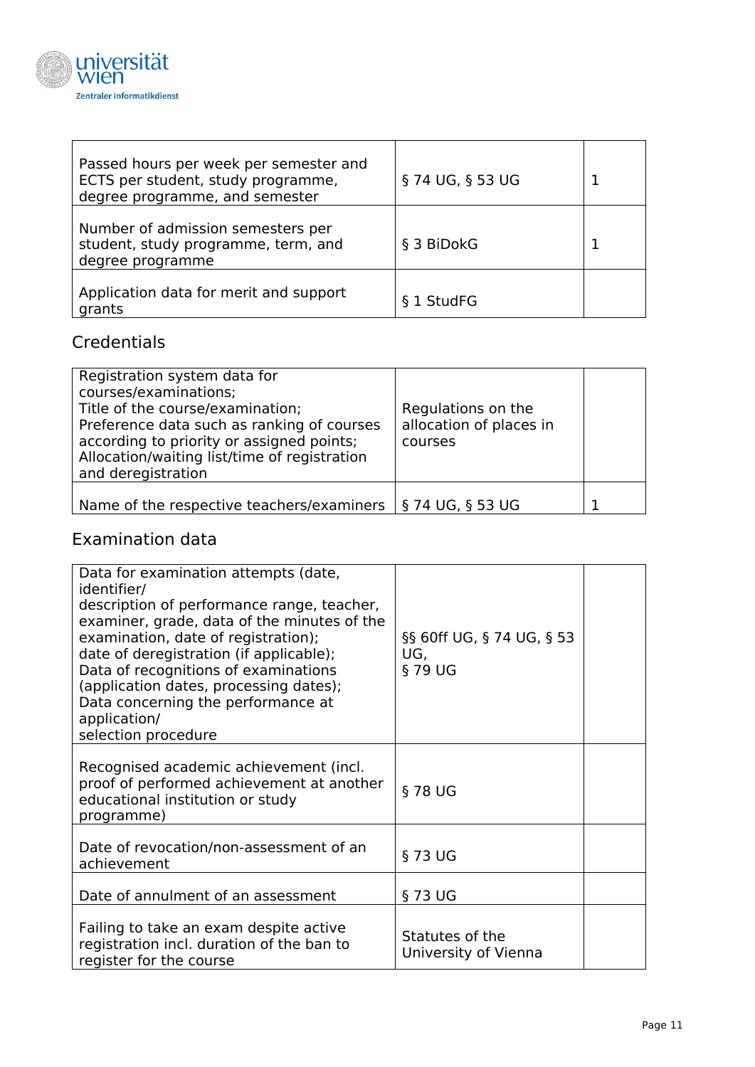| | | |
|---|---|---|
| Passed hours per week per semester and ECTS per student, study programme, degree programme, and semester | § 74 UG, § 53 UG | 1 |
| Number of admission semesters per student, study programme, term, and degree programme | § 3 BiDokG | 1 |
| Application data for merit and support grants | § 1 StudFG | |

## Credentials

| | | |
|---|---|---|
| Registration system data for courses/examinations;<br>Title of the course/examination;<br>Preference data such as ranking of courses according to priority or assigned points;<br>Allocation/waiting list/time of registration and deregistration | Regulations on the allocation of places in courses | |
| Name of the respective teachers/examiners | § 74 UG, § 53 UG | 1 |

## Examination data

| | | |
|---|---|---|
| Data for examination attempts (date, identifier/<br>description of performance range, teacher, examiner, grade, data of the minutes of the examination, date of registration);<br>date of deregistration (if applicable);<br>Data of recognitions of examinations (application dates, processing dates);<br>Data concerning the performance at application/<br>selection procedure | §§ 60ff UG, § 74 UG, § 53 UG,<br>§ 79 UG | |
| Recognised academic achievement (incl. proof of performed achievement at another educational institution or study programme) | § 78 UG | |
| Date of revocation/non-assessment of an achievement | § 73 UG | |
| Date of annulment of an assessment | § 73 UG | |
| Failing to take an exam despite active registration incl. duration of the ban to register for the course | Statutes of the University of Vienna | |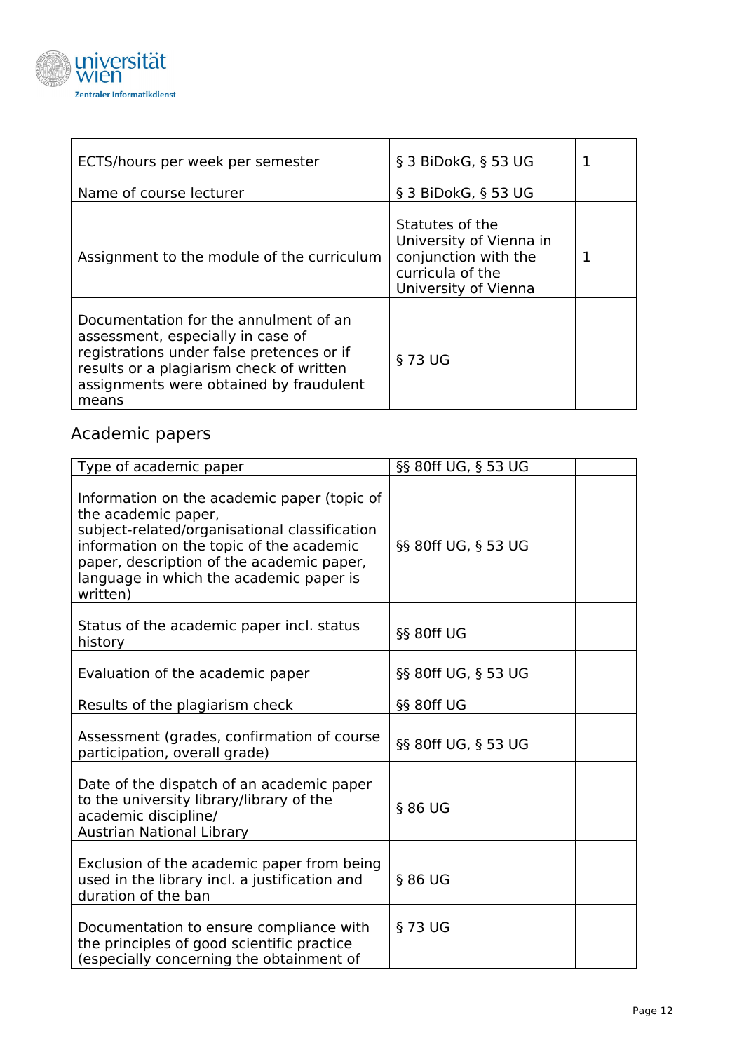| | | |
|---|---|---|
| ECTS/hours per week per semester | § 3 BiDokG, § 53 UG | 1 |
| Name of course lecturer | § 3 BiDokG, § 53 UG | |
| Assignment to the module of the curriculum | Statutes of the University of Vienna in conjunction with the curricula of the University of Vienna | 1 |
| Documentation for the annulment of an assessment, especially in case of registrations under false pretences or if results or a plagiarism check of written assignments were obtained by fraudulent means | § 73 UG | |

## Academic papers

| | | |
|---|---|---|
| Type of academic paper | §§ 80ff UG, § 53 UG | |
| Information on the academic paper (topic of the academic paper, subject-related/organisational classification information on the topic of the academic paper, description of the academic paper, language in which the academic paper is written) | §§ 80ff UG, § 53 UG | |
| Status of the academic paper incl. status history | §§ 80ff UG | |
| Evaluation of the academic paper | §§ 80ff UG, § 53 UG | |
| Results of the plagiarism check | §§ 80ff UG | |
| Assessment (grades, confirmation of course participation, overall grade) | §§ 80ff UG, § 53 UG | |
| Date of the dispatch of an academic paper to the university library/library of the academic discipline/ Austrian National Library | § 86 UG | |
| Exclusion of the academic paper from being used in the library incl. a justification and duration of the ban | § 86 UG | |
| Documentation to ensure compliance with the principles of good scientific practice (especially concerning the obtainment of | § 73 UG | |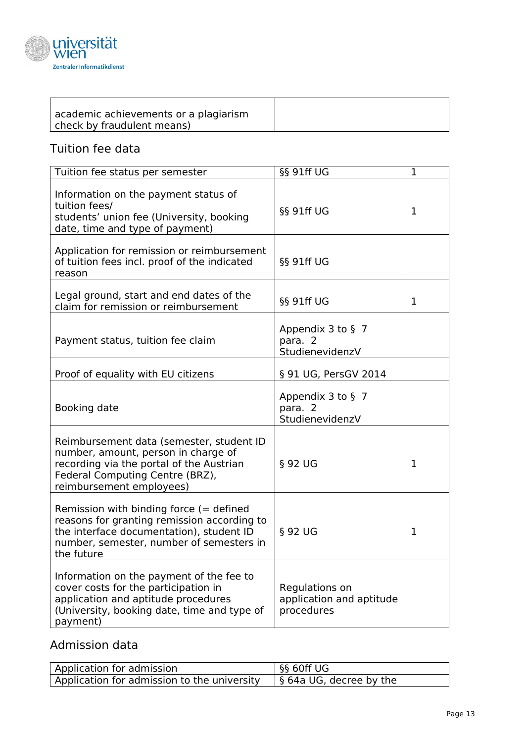| | | |
|---|---|---|
| academic achievements or a plagiarism check by fraudulent means) | | |

## Tuition fee data

| | | |
|---|---|---|
| Tuition fee status per semester | §§ 91ff UG | 1 |
| Information on the payment status of tuition fees/ students' union fee (University, booking date, time and type of payment) | §§ 91ff UG | 1 |
| Application for remission or reimbursement of tuition fees incl. proof of the indicated reason | §§ 91ff UG | |
| Legal ground, start and end dates of the claim for remission or reimbursement | §§ 91ff UG | 1 |
| Payment status, tuition fee claim | Appendix 3 to § 7 para. 2 StudienevidenzV | |
| Proof of equality with EU citizens | § 91 UG, PersGV 2014 | |
| Booking date | Appendix 3 to § 7 para. 2 StudienevidenzV | |
| Reimbursement data (semester, student ID number, amount, person in charge of recording via the portal of the Austrian Federal Computing Centre (BRZ), reimbursement employees) | § 92 UG | 1 |
| Remission with binding force (= defined reasons for granting remission according to the interface documentation), student ID number, semester, number of semesters in the future | § 92 UG | 1 |
| Information on the payment of the fee to cover costs for the participation in application and aptitude procedures (University, booking date, time and type of payment) | Regulations on application and aptitude procedures | |

## Admission data

| | | |
|---|---|---|
| Application for admission | §§ 60ff UG | |
| Application for admission to the university | § 64a UG, decree by the | |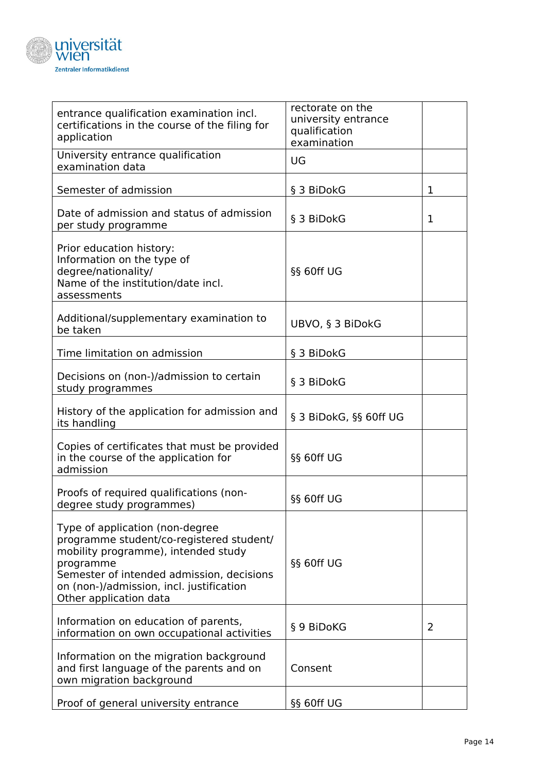| | | |
|---|---|---|
| entrance qualification examination incl. certifications in the course of the filing for application | rectorate on the university entrance qualification examination | |
| University entrance qualification examination data | UG | |
| Semester of admission | § 3 BiDokG | 1 |
| Date of admission and status of admission per study programme | § 3 BiDokG | 1 |
| Prior education history:<br>Information on the type of degree/nationality/<br>Name of the institution/date incl. assessments | §§ 60ff UG | |
| Additional/supplementary examination to be taken | UBVO, § 3 BiDokG | |
| Time limitation on admission | § 3 BiDokG | |
| Decisions on (non-)/admission to certain study programmes | § 3 BiDokG | |
| History of the application for admission and its handling | § 3 BiDokG, §§ 60ff UG | |
| Copies of certificates that must be provided in the course of the application for admission | §§ 60ff UG | |
| Proofs of required qualifications (non-degree study programmes) | §§ 60ff UG | |
| Type of application (non-degree programme student/co-registered student/ mobility programme), intended study programme<br>Semester of intended admission, decisions on (non-)/admission, incl. justification<br>Other application data | §§ 60ff UG | |
| Information on education of parents, information on own occupational activities | § 9 BiDoKG | 2 |
| Information on the migration background and first language of the parents and on own migration background | Consent | |
| Proof of general university entrance | §§ 60ff UG | |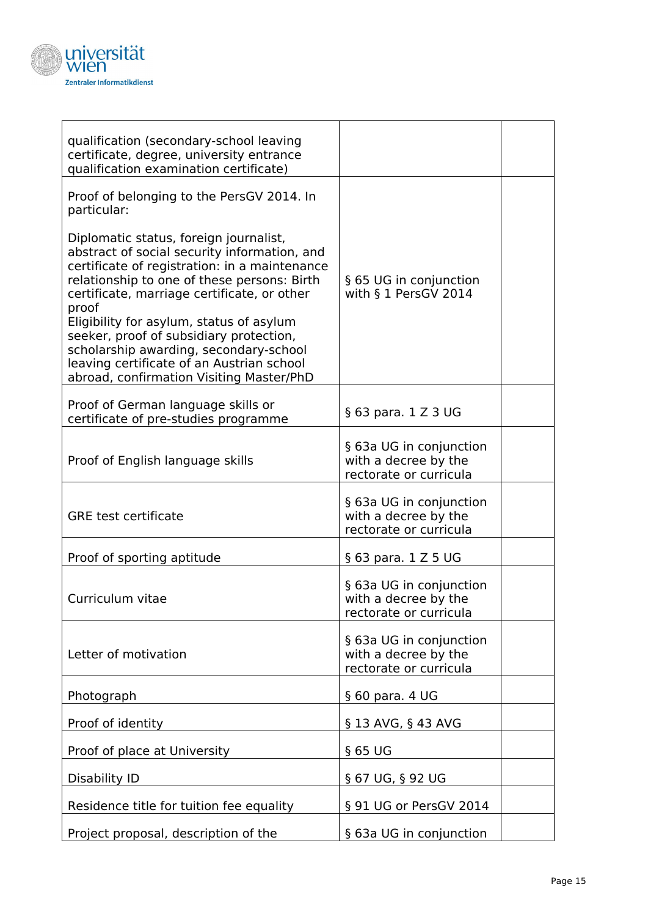| | | |
|---|---|---|
| qualification (secondary-school leaving certificate, degree, university entrance qualification examination certificate) | | |
| Proof of belonging to the PersGV 2014. In particular:<br><br>Diplomatic status, foreign journalist, abstract of social security information, and certificate of registration: in a maintenance relationship to one of these persons: Birth certificate, marriage certificate, or other proof<br>Eligibility for asylum, status of asylum seeker, proof of subsidiary protection, scholarship awarding, secondary-school leaving certificate of an Austrian school abroad, confirmation Visiting Master/PhD | § 65 UG in conjunction with § 1 PersGV 2014 | |
| Proof of German language skills or certificate of pre-studies programme | § 63 para. 1 Z 3 UG | |
| Proof of English language skills | § 63a UG in conjunction with a decree by the rectorate or curricula | |
| GRE test certificate | § 63a UG in conjunction with a decree by the rectorate or curricula | |
| Proof of sporting aptitude | § 63 para. 1 Z 5 UG | |
| Curriculum vitae | § 63a UG in conjunction with a decree by the rectorate or curricula | |
| Letter of motivation | § 63a UG in conjunction with a decree by the rectorate or curricula | |
| Photograph | § 60 para. 4 UG | |
| Proof of identity | § 13 AVG, § 43 AVG | |
| Proof of place at University | § 65 UG | |
| Disability ID | § 67 UG, § 92 UG | |
| Residence title for tuition fee equality | § 91 UG or PersGV 2014 | |
| Project proposal, description of the | § 63a UG in conjunction | |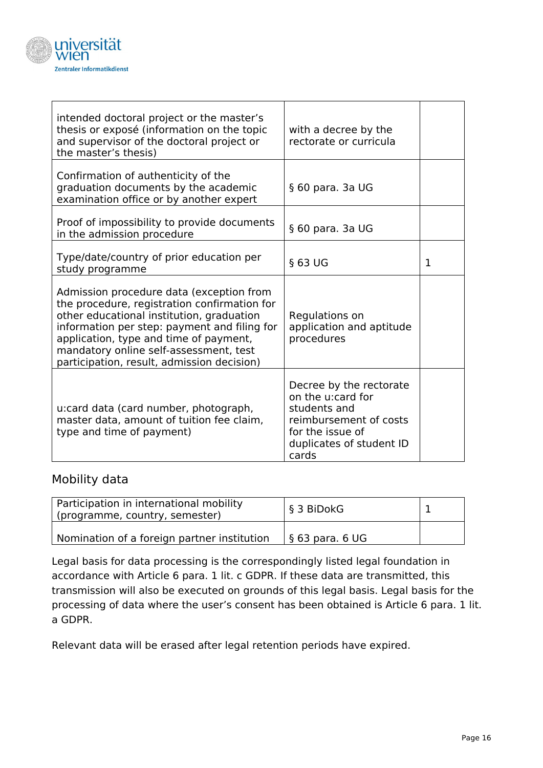| | | |
|---|---|---|
| intended doctoral project or the master's thesis or exposé (information on the topic and supervisor of the doctoral project or the master's thesis) | with a decree by the rectorate or curricula | |
| Confirmation of authenticity of the graduation documents by the academic examination office or by another expert | § 60 para. 3a UG | |
| Proof of impossibility to provide documents in the admission procedure | § 60 para. 3a UG | |
| Type/date/country of prior education per study programme | § 63 UG | 1 |
| Admission procedure data (exception from the procedure, registration confirmation for other educational institution, graduation information per step: payment and filing for application, type and time of payment, mandatory online self-assessment, test participation, result, admission decision) | Regulations on application and aptitude procedures | |
| u:card data (card number, photograph, master data, amount of tuition fee claim, type and time of payment) | Decree by the rectorate on the u:card for students and reimbursement of costs for the issue of duplicates of student ID cards | |

## Mobility data

| | | |
|---|---|---|
| Participation in international mobility (programme, country, semester) | § 3 BiDokG | 1 |
| Nomination of a foreign partner institution | § 63 para. 6 UG | |

Legal basis for data processing is the correspondingly listed legal foundation in accordance with Article 6 para. 1 lit. c GDPR. If these data are transmitted, this transmission will also be executed on grounds of this legal basis. Legal basis for the processing of data where the user's consent has been obtained is Article 6 para. 1 lit. a GDPR.

Relevant data will be erased after legal retention periods have expired.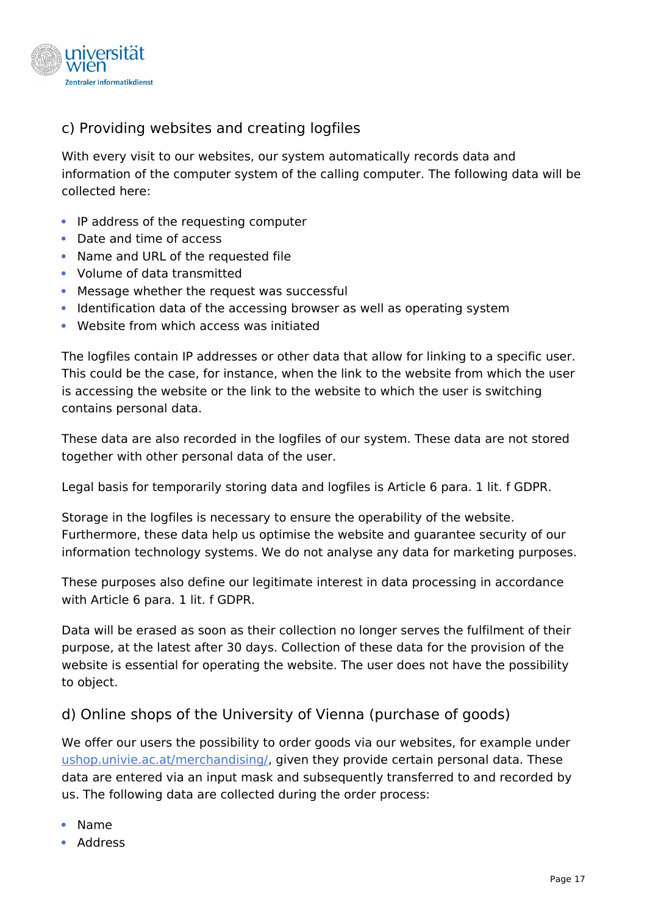### c) Providing websites and creating logfiles

With every visit to our websites, our system automatically records data and information of the computer system of the calling computer. The following data will be collected here:

- IP address of the requesting computer
- Date and time of access
- Name and URL of the requested file
- Volume of data transmitted
- Message whether the request was successful
- Identification data of the accessing browser as well as operating system
- Website from which access was initiated

The logfiles contain IP addresses or other data that allow for linking to a specific user. This could be the case, for instance, when the link to the website from which the user is accessing the website or the link to the website to which the user is switching contains personal data.

These data are also recorded in the logfiles of our system. These data are not stored together with other personal data of the user.

Legal basis for temporarily storing data and logfiles is Article 6 para. 1 lit. f GDPR.

Storage in the logfiles is necessary to ensure the operability of the website. Furthermore, these data help us optimise the website and guarantee security of our information technology systems. We do not analyse any data for marketing purposes.

These purposes also define our legitimate interest in data processing in accordance with Article 6 para. 1 lit. f GDPR.

Data will be erased as soon as their collection no longer serves the fulfilment of their purpose, at the latest after 30 days. Collection of these data for the provision of the website is essential for operating the website. The user does not have the possibility to object.

### d) Online shops of the University of Vienna (purchase of goods)

We offer our users the possibility to order goods via our websites, for example under [ushop.univie.ac.at/merchandising/](ushop.univie.ac.at/merchandising/), given they provide certain personal data. These data are entered via an input mask and subsequently transferred to and recorded by us. The following data are collected during the order process:

- Name
- Address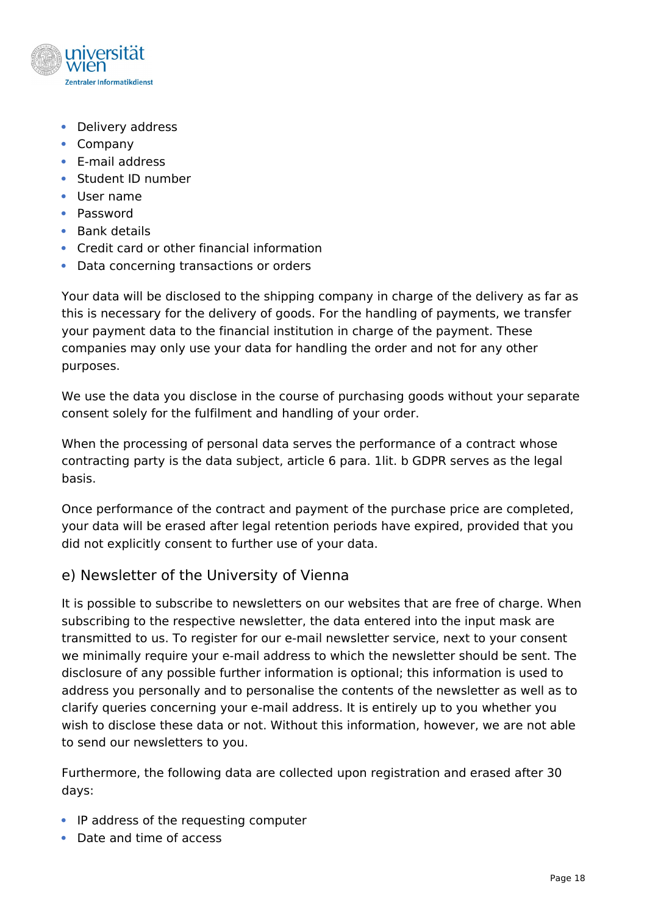- Delivery address
- Company
- E-mail address
- Student ID number
- User name
- Password
- Bank details
- Credit card or other financial information
- Data concerning transactions or orders

Your data will be disclosed to the shipping company in charge of the delivery as far as this is necessary for the delivery of goods. For the handling of payments, we transfer your payment data to the financial institution in charge of the payment. These companies may only use your data for handling the order and not for any other purposes.

We use the data you disclose in the course of purchasing goods without your separate consent solely for the fulfilment and handling of your order.

When the processing of personal data serves the performance of a contract whose contracting party is the data subject, article 6 para. 1lit. b GDPR serves as the legal basis.

Once performance of the contract and payment of the purchase price are completed, your data will be erased after legal retention periods have expired, provided that you did not explicitly consent to further use of your data.

### e) Newsletter of the University of Vienna

It is possible to subscribe to newsletters on our websites that are free of charge. When subscribing to the respective newsletter, the data entered into the input mask are transmitted to us. To register for our e-mail newsletter service, next to your consent we minimally require your e-mail address to which the newsletter should be sent. The disclosure of any possible further information is optional; this information is used to address you personally and to personalise the contents of the newsletter as well as to clarify queries concerning your e-mail address. It is entirely up to you whether you wish to disclose these data or not. Without this information, however, we are not able to send our newsletters to you.

Furthermore, the following data are collected upon registration and erased after 30 days:

- IP address of the requesting computer
- Date and time of access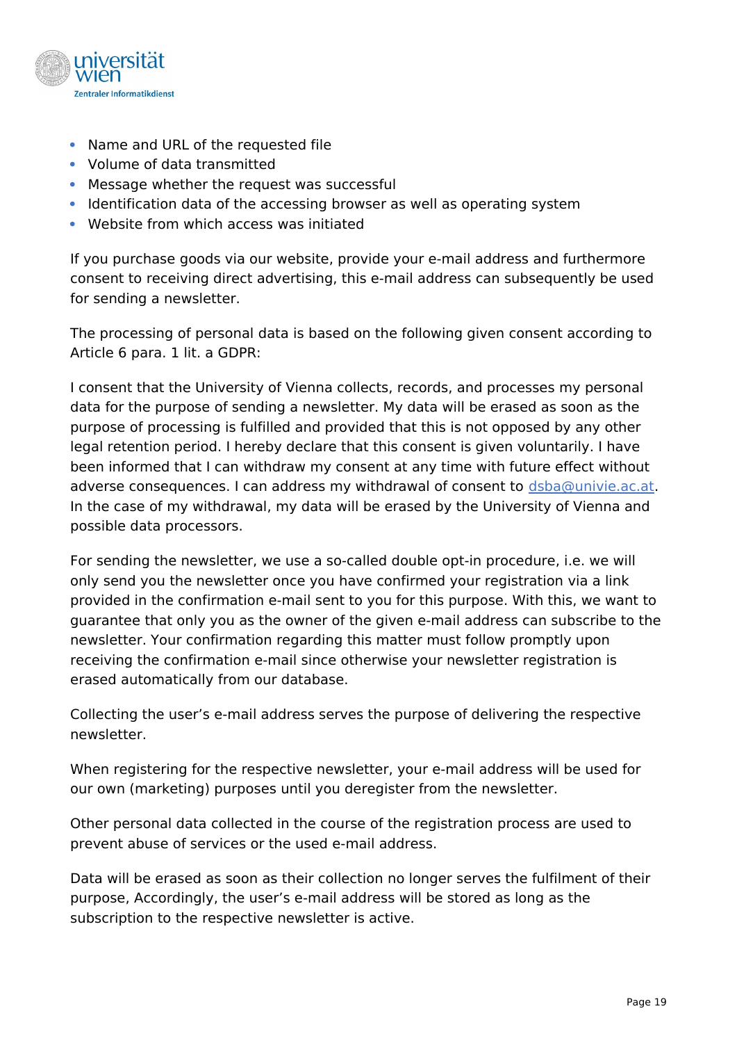- Name and URL of the requested file
- Volume of data transmitted
- Message whether the request was successful
- Identification data of the accessing browser as well as operating system
- Website from which access was initiated

If you purchase goods via our website, provide your e-mail address and furthermore consent to receiving direct advertising, this e-mail address can subsequently be used for sending a newsletter.

The processing of personal data is based on the following given consent according to Article 6 para. 1 lit. a GDPR:

I consent that the University of Vienna collects, records, and processes my personal data for the purpose of sending a newsletter. My data will be erased as soon as the purpose of processing is fulfilled and provided that this is not opposed by any other legal retention period. I hereby declare that this consent is given voluntarily. I have been informed that I can withdraw my consent at any time with future effect without adverse consequences. I can address my withdrawal of consent to dsba@univie.ac.at. In the case of my withdrawal, my data will be erased by the University of Vienna and possible data processors.

For sending the newsletter, we use a so-called double opt-in procedure, i.e. we will only send you the newsletter once you have confirmed your registration via a link provided in the confirmation e-mail sent to you for this purpose. With this, we want to guarantee that only you as the owner of the given e-mail address can subscribe to the newsletter. Your confirmation regarding this matter must follow promptly upon receiving the confirmation e-mail since otherwise your newsletter registration is erased automatically from our database.

Collecting the user's e-mail address serves the purpose of delivering the respective newsletter.

When registering for the respective newsletter, your e-mail address will be used for our own (marketing) purposes until you deregister from the newsletter.

Other personal data collected in the course of the registration process are used to prevent abuse of services or the used e-mail address.

Data will be erased as soon as their collection no longer serves the fulfilment of their purpose, Accordingly, the user's e-mail address will be stored as long as the subscription to the respective newsletter is active.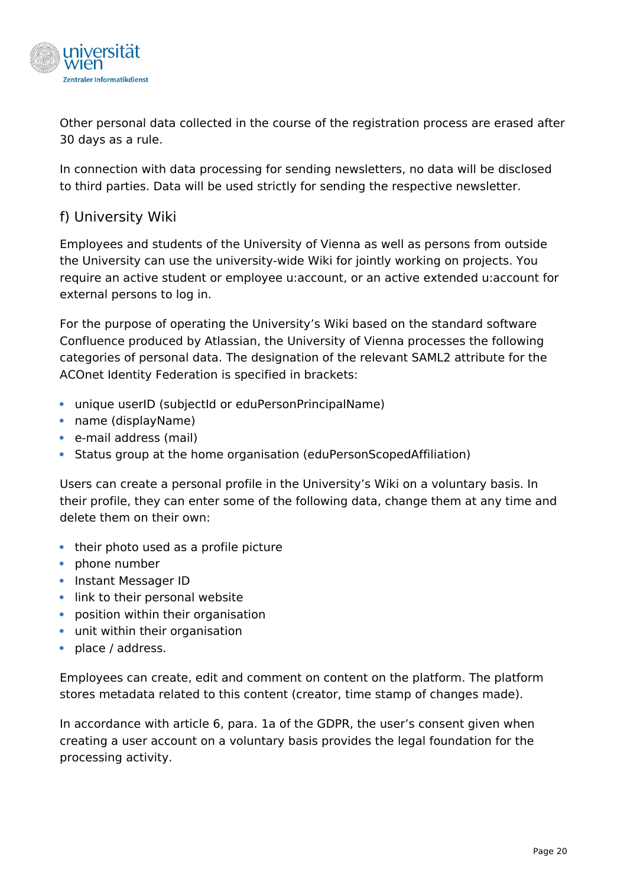Other personal data collected in the course of the registration process are erased after 30 days as a rule.

In connection with data processing for sending newsletters, no data will be disclosed to third parties. Data will be used strictly for sending the respective newsletter.

### f) University Wiki

Employees and students of the University of Vienna as well as persons from outside the University can use the university-wide Wiki for jointly working on projects. You require an active student or employee u:account, or an active extended u:account for external persons to log in.

For the purpose of operating the University's Wiki based on the standard software Confluence produced by Atlassian, the University of Vienna processes the following categories of personal data. The designation of the relevant SAML2 attribute for the ACOnet Identity Federation is specified in brackets:

- unique userID (subjectId or eduPersonPrincipalName)
- name (displayName)
- e-mail address (mail)
- Status group at the home organisation (eduPersonScopedAffiliation)

Users can create a personal profile in the University's Wiki on a voluntary basis. In their profile, they can enter some of the following data, change them at any time and delete them on their own:

- their photo used as a profile picture
- phone number
- Instant Messager ID
- link to their personal website
- position within their organisation
- unit within their organisation
- place / address.

Employees can create, edit and comment on content on the platform. The platform stores metadata related to this content (creator, time stamp of changes made).

In accordance with article 6, para. 1a of the GDPR, the user's consent given when creating a user account on a voluntary basis provides the legal foundation for the processing activity.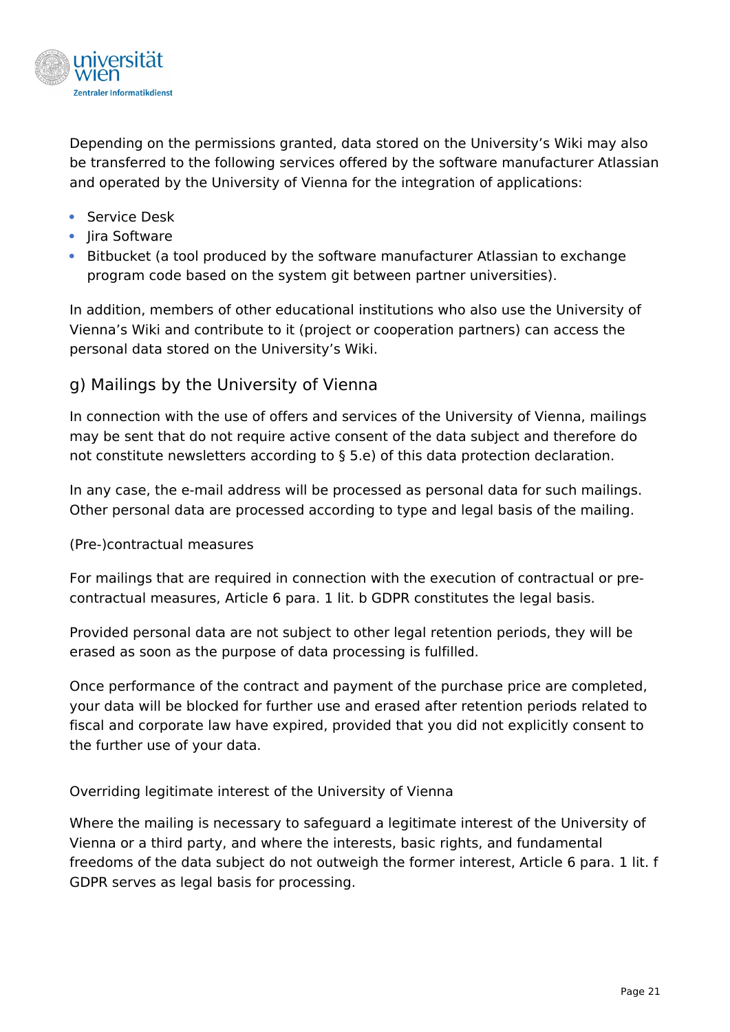Depending on the permissions granted, data stored on the University's Wiki may also be transferred to the following services offered by the software manufacturer Atlassian and operated by the University of Vienna for the integration of applications:

- Service Desk
- Jira Software
- Bitbucket (a tool produced by the software manufacturer Atlassian to exchange program code based on the system git between partner universities).

In addition, members of other educational institutions who also use the University of Vienna's Wiki and contribute to it (project or cooperation partners) can access the personal data stored on the University's Wiki.

## g) Mailings by the University of Vienna

In connection with the use of offers and services of the University of Vienna, mailings may be sent that do not require active consent of the data subject and therefore do not constitute newsletters according to § 5.e) of this data protection declaration.

In any case, the e-mail address will be processed as personal data for such mailings. Other personal data are processed according to type and legal basis of the mailing.

(Pre-)contractual measures

For mailings that are required in connection with the execution of contractual or pre-contractual measures, Article 6 para. 1 lit. b GDPR constitutes the legal basis.

Provided personal data are not subject to other legal retention periods, they will be erased as soon as the purpose of data processing is fulfilled.

Once performance of the contract and payment of the purchase price are completed, your data will be blocked for further use and erased after retention periods related to fiscal and corporate law have expired, provided that you did not explicitly consent to the further use of your data.

Overriding legitimate interest of the University of Vienna

Where the mailing is necessary to safeguard a legitimate interest of the University of Vienna or a third party, and where the interests, basic rights, and fundamental freedoms of the data subject do not outweigh the former interest, Article 6 para. 1 lit. f GDPR serves as legal basis for processing.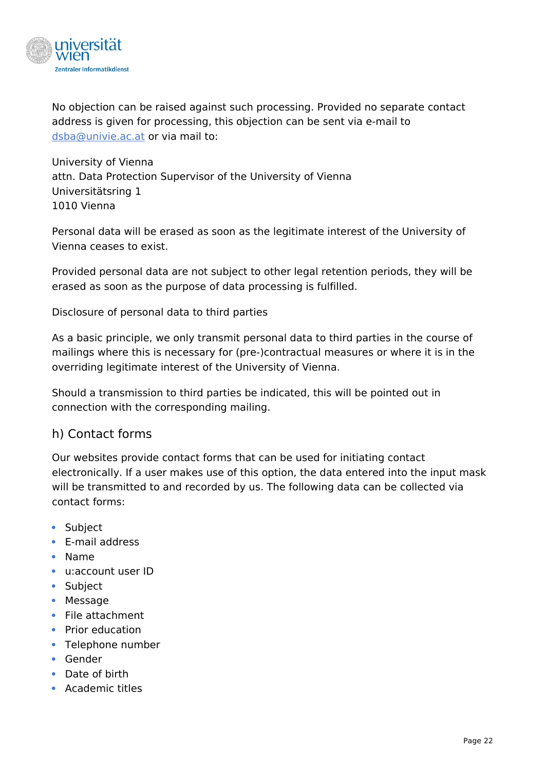No objection can be raised against such processing. Provided no separate contact address is given for processing, this objection can be sent via e-mail to dsba@univie.ac.at or via mail to:

University of Vienna
attn. Data Protection Supervisor of the University of Vienna
Universitätsring 1
1010 Vienna

Personal data will be erased as soon as the legitimate interest of the University of Vienna ceases to exist.

Provided personal data are not subject to other legal retention periods, they will be erased as soon as the purpose of data processing is fulfilled.

Disclosure of personal data to third parties

As a basic principle, we only transmit personal data to third parties in the course of mailings where this is necessary for (pre-)contractual measures or where it is in the overriding legitimate interest of the University of Vienna.

Should a transmission to third parties be indicated, this will be pointed out in connection with the corresponding mailing.

## h) Contact forms

Our websites provide contact forms that can be used for initiating contact electronically. If a user makes use of this option, the data entered into the input mask will be transmitted to and recorded by us. The following data can be collected via contact forms:

- Subject
- E-mail address
- Name
- u:account user ID
- Subject
- Message
- File attachment
- Prior education
- Telephone number
- Gender
- Date of birth
- Academic titles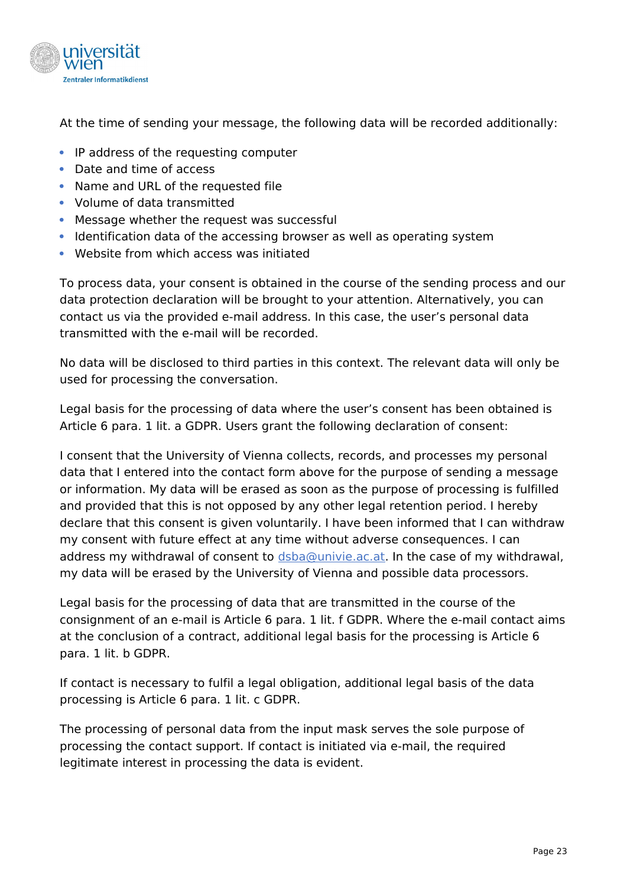At the time of sending your message, the following data will be recorded additionally:

- IP address of the requesting computer
- Date and time of access
- Name and URL of the requested file
- Volume of data transmitted
- Message whether the request was successful
- Identification data of the accessing browser as well as operating system
- Website from which access was initiated

To process data, your consent is obtained in the course of the sending process and our data protection declaration will be brought to your attention. Alternatively, you can contact us via the provided e-mail address. In this case, the user's personal data transmitted with the e-mail will be recorded.

No data will be disclosed to third parties in this context. The relevant data will only be used for processing the conversation.

Legal basis for the processing of data where the user's consent has been obtained is Article 6 para. 1 lit. a GDPR. Users grant the following declaration of consent:

I consent that the University of Vienna collects, records, and processes my personal data that I entered into the contact form above for the purpose of sending a message or information. My data will be erased as soon as the purpose of processing is fulfilled and provided that this is not opposed by any other legal retention period. I hereby declare that this consent is given voluntarily. I have been informed that I can withdraw my consent with future effect at any time without adverse consequences. I can address my withdrawal of consent to dsba@univie.ac.at. In the case of my withdrawal, my data will be erased by the University of Vienna and possible data processors.

Legal basis for the processing of data that are transmitted in the course of the consignment of an e-mail is Article 6 para. 1 lit. f GDPR. Where the e-mail contact aims at the conclusion of a contract, additional legal basis for the processing is Article 6 para. 1 lit. b GDPR.

If contact is necessary to fulfil a legal obligation, additional legal basis of the data processing is Article 6 para. 1 lit. c GDPR.

The processing of personal data from the input mask serves the sole purpose of processing the contact support. If contact is initiated via e-mail, the required legitimate interest in processing the data is evident.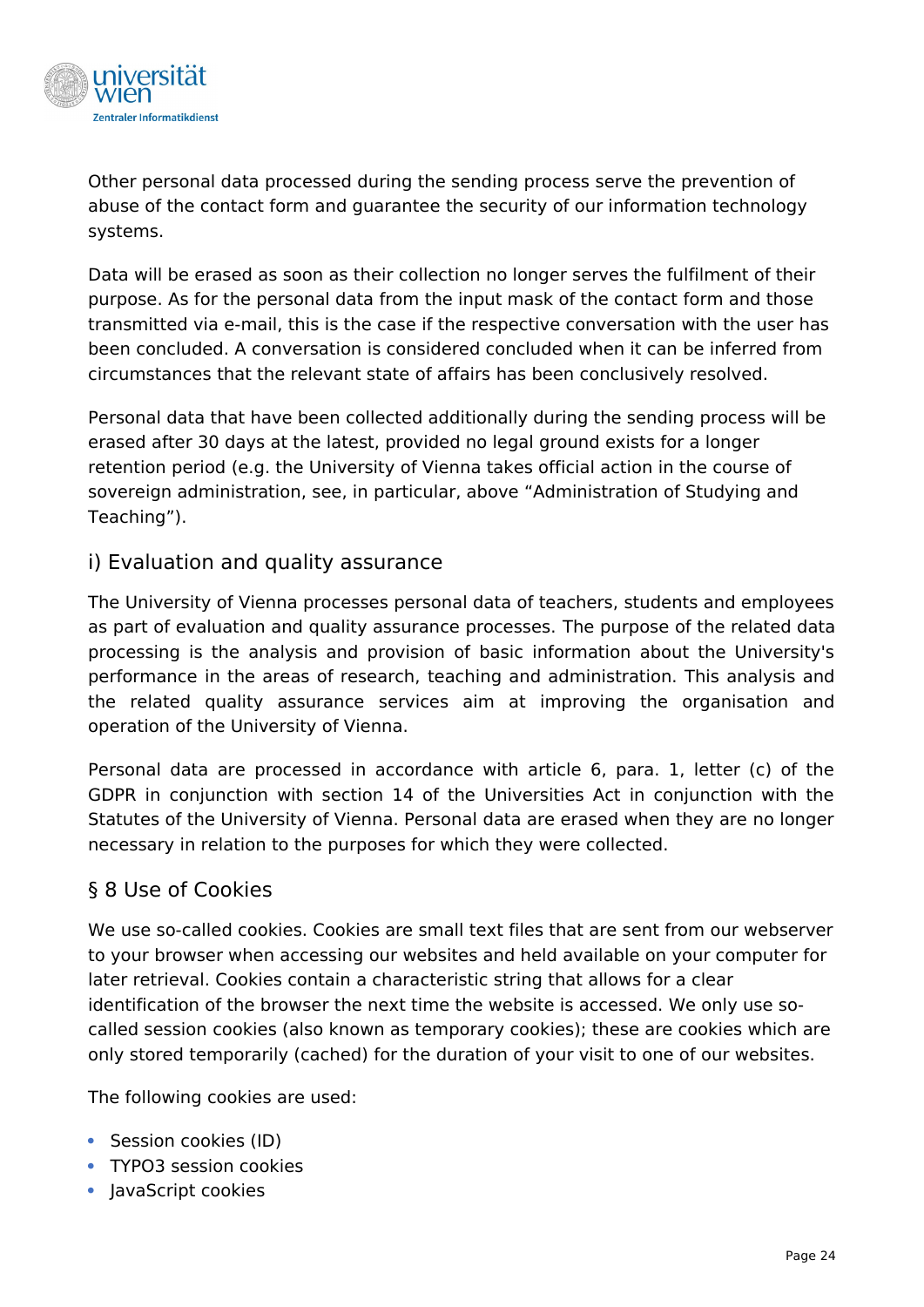Other personal data processed during the sending process serve the prevention of abuse of the contact form and guarantee the security of our information technology systems.

Data will be erased as soon as their collection no longer serves the fulfilment of their purpose. As for the personal data from the input mask of the contact form and those transmitted via e-mail, this is the case if the respective conversation with the user has been concluded. A conversation is considered concluded when it can be inferred from circumstances that the relevant state of affairs has been conclusively resolved.

Personal data that have been collected additionally during the sending process will be erased after 30 days at the latest, provided no legal ground exists for a longer retention period (e.g. the University of Vienna takes official action in the course of sovereign administration, see, in particular, above “Administration of Studying and Teaching”).

### i) Evaluation and quality assurance

The University of Vienna processes personal data of teachers, students and employees as part of evaluation and quality assurance processes. The purpose of the related data processing is the analysis and provision of basic information about the University's performance in the areas of research, teaching and administration. This analysis and the related quality assurance services aim at improving the organisation and operation of the University of Vienna.

Personal data are processed in accordance with article 6, para. 1, letter (c) of the GDPR in conjunction with section 14 of the Universities Act in conjunction with the Statutes of the University of Vienna. Personal data are erased when they are no longer necessary in relation to the purposes for which they were collected.

## § 8 Use of Cookies

We use so-called cookies. Cookies are small text files that are sent from our webserver to your browser when accessing our websites and held available on your computer for later retrieval. Cookies contain a characteristic string that allows for a clear identification of the browser the next time the website is accessed. We only use so-called session cookies (also known as temporary cookies); these are cookies which are only stored temporarily (cached) for the duration of your visit to one of our websites.

The following cookies are used:

- Session cookies (ID)
- TYPO3 session cookies
- JavaScript cookies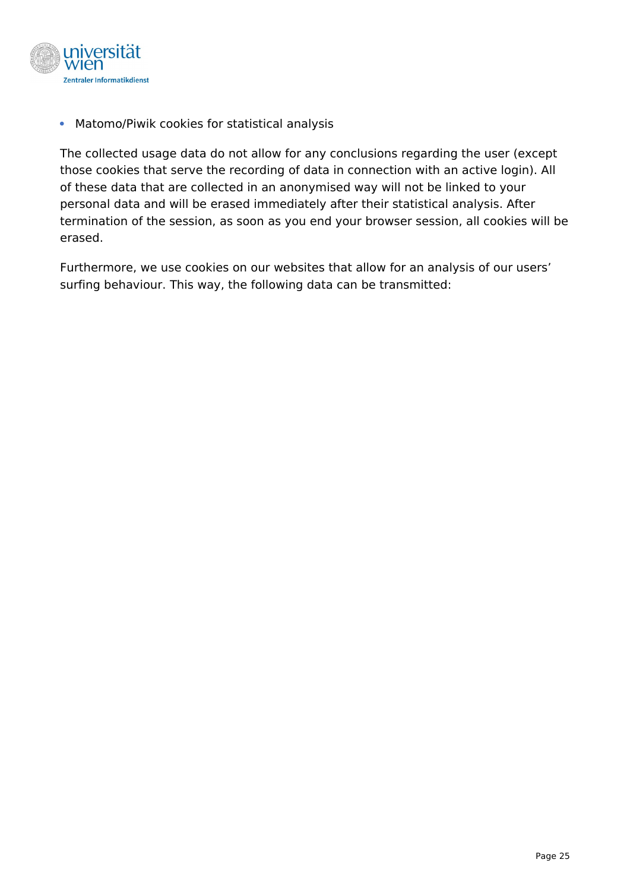- Matomo/Piwik cookies for statistical analysis

The collected usage data do not allow for any conclusions regarding the user (except those cookies that serve the recording of data in connection with an active login). All of these data that are collected in an anonymised way will not be linked to your personal data and will be erased immediately after their statistical analysis. After termination of the session, as soon as you end your browser session, all cookies will be erased.

Furthermore, we use cookies on our websites that allow for an analysis of our users' surfing behaviour. This way, the following data can be transmitted: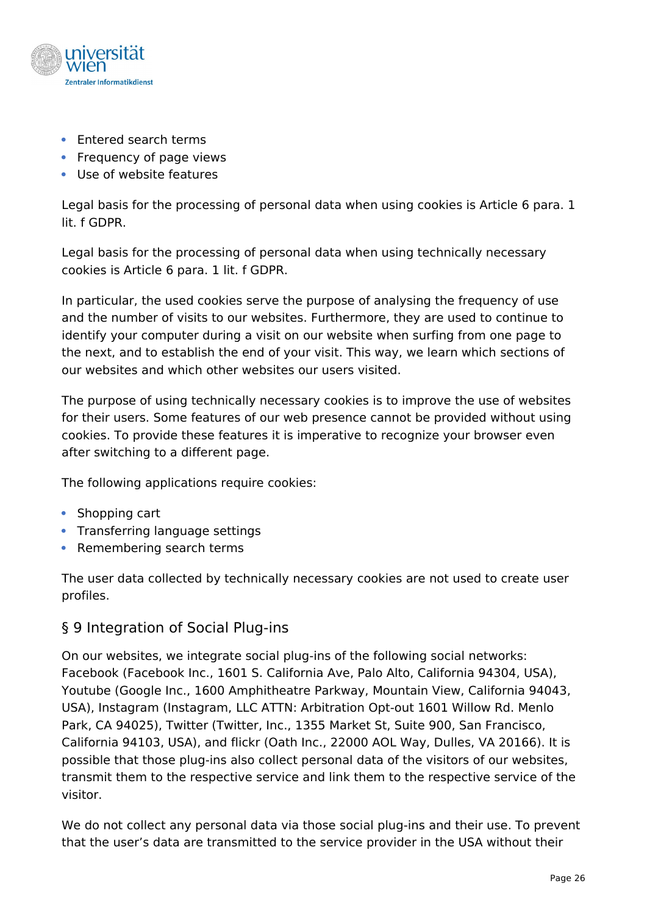- Entered search terms
- Frequency of page views
- Use of website features

Legal basis for the processing of personal data when using cookies is Article 6 para. 1 lit. f GDPR.

Legal basis for the processing of personal data when using technically necessary cookies is Article 6 para. 1 lit. f GDPR.

In particular, the used cookies serve the purpose of analysing the frequency of use and the number of visits to our websites. Furthermore, they are used to continue to identify your computer during a visit on our website when surfing from one page to the next, and to establish the end of your visit. This way, we learn which sections of our websites and which other websites our users visited.

The purpose of using technically necessary cookies is to improve the use of websites for their users. Some features of our web presence cannot be provided without using cookies. To provide these features it is imperative to recognize your browser even after switching to a different page.

The following applications require cookies:

- Shopping cart
- Transferring language settings
- Remembering search terms

The user data collected by technically necessary cookies are not used to create user profiles.

## § 9 Integration of Social Plug-ins

On our websites, we integrate social plug-ins of the following social networks: Facebook (Facebook Inc., 1601 S. California Ave, Palo Alto, California 94304, USA), Youtube (Google Inc., 1600 Amphitheatre Parkway, Mountain View, California 94043, USA), Instagram (Instagram, LLC ATTN: Arbitration Opt-out 1601 Willow Rd. Menlo Park, CA 94025), Twitter (Twitter, Inc., 1355 Market St, Suite 900, San Francisco, California 94103, USA), and flickr (Oath Inc., 22000 AOL Way, Dulles, VA 20166). It is possible that those plug-ins also collect personal data of the visitors of our websites, transmit them to the respective service and link them to the respective service of the visitor.

We do not collect any personal data via those social plug-ins and their use. To prevent that the user's data are transmitted to the service provider in the USA without their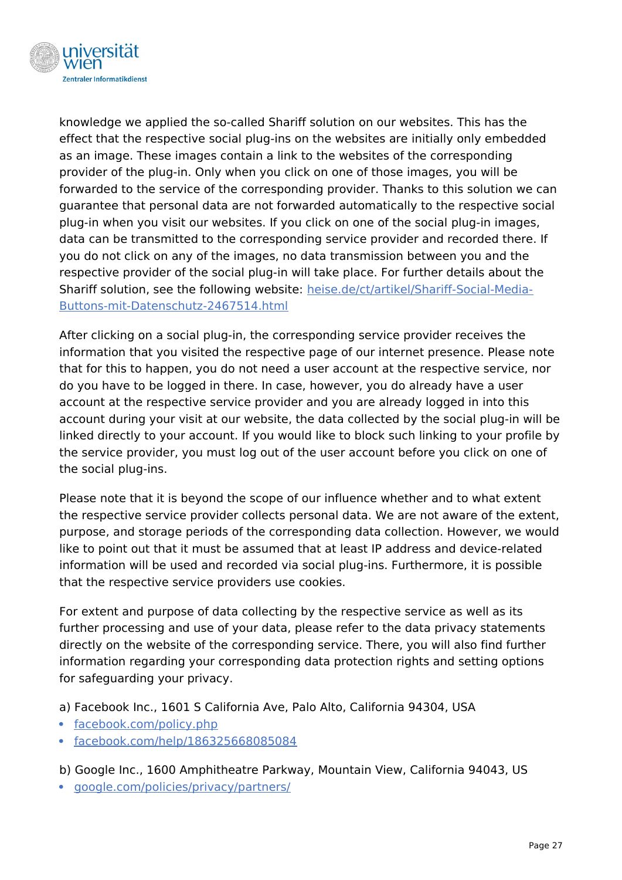knowledge we applied the so-called Shariff solution on our websites. This has the effect that the respective social plug-ins on the websites are initially only embedded as an image. These images contain a link to the websites of the corresponding provider of the plug-in. Only when you click on one of those images, you will be forwarded to the service of the corresponding provider. Thanks to this solution we can guarantee that personal data are not forwarded automatically to the respective social plug-in when you visit our websites. If you click on one of the social plug-in images, data can be transmitted to the corresponding service provider and recorded there. If you do not click on any of the images, no data transmission between you and the respective provider of the social plug-in will take place. For further details about the Shariff solution, see the following website: [heise.de/ct/artikel/Shariff-Social-Media-Buttons-mit-Datenschutz-2467514.html](heise.de/ct/artikel/Shariff-Social-Media-Buttons-mit-Datenschutz-2467514.html)

After clicking on a social plug-in, the corresponding service provider receives the information that you visited the respective page of our internet presence. Please note that for this to happen, you do not need a user account at the respective service, nor do you have to be logged in there. In case, however, you do already have a user account at the respective service provider and you are already logged in into this account during your visit at our website, the data collected by the social plug-in will be linked directly to your account. If you would like to block such linking to your profile by the service provider, you must log out of the user account before you click on one of the social plug-ins.

Please note that it is beyond the scope of our influence whether and to what extent the respective service provider collects personal data. We are not aware of the extent, purpose, and storage periods of the corresponding data collection. However, we would like to point out that it must be assumed that at least IP address and device-related information will be used and recorded via social plug-ins. Furthermore, it is possible that the respective service providers use cookies.

For extent and purpose of data collecting by the respective service as well as its further processing and use of your data, please refer to the data privacy statements directly on the website of the corresponding service. There, you will also find further information regarding your corresponding data protection rights and setting options for safeguarding your privacy.

a) Facebook Inc., 1601 S California Ave, Palo Alto, California 94304, USA

- [facebook.com/policy.php](facebook.com/policy.php)
- [facebook.com/help/186325668085084](facebook.com/help/186325668085084)

b) Google Inc., 1600 Amphitheatre Parkway, Mountain View, California 94043, US

- [google.com/policies/privacy/partners/](google.com/policies/privacy/partners/)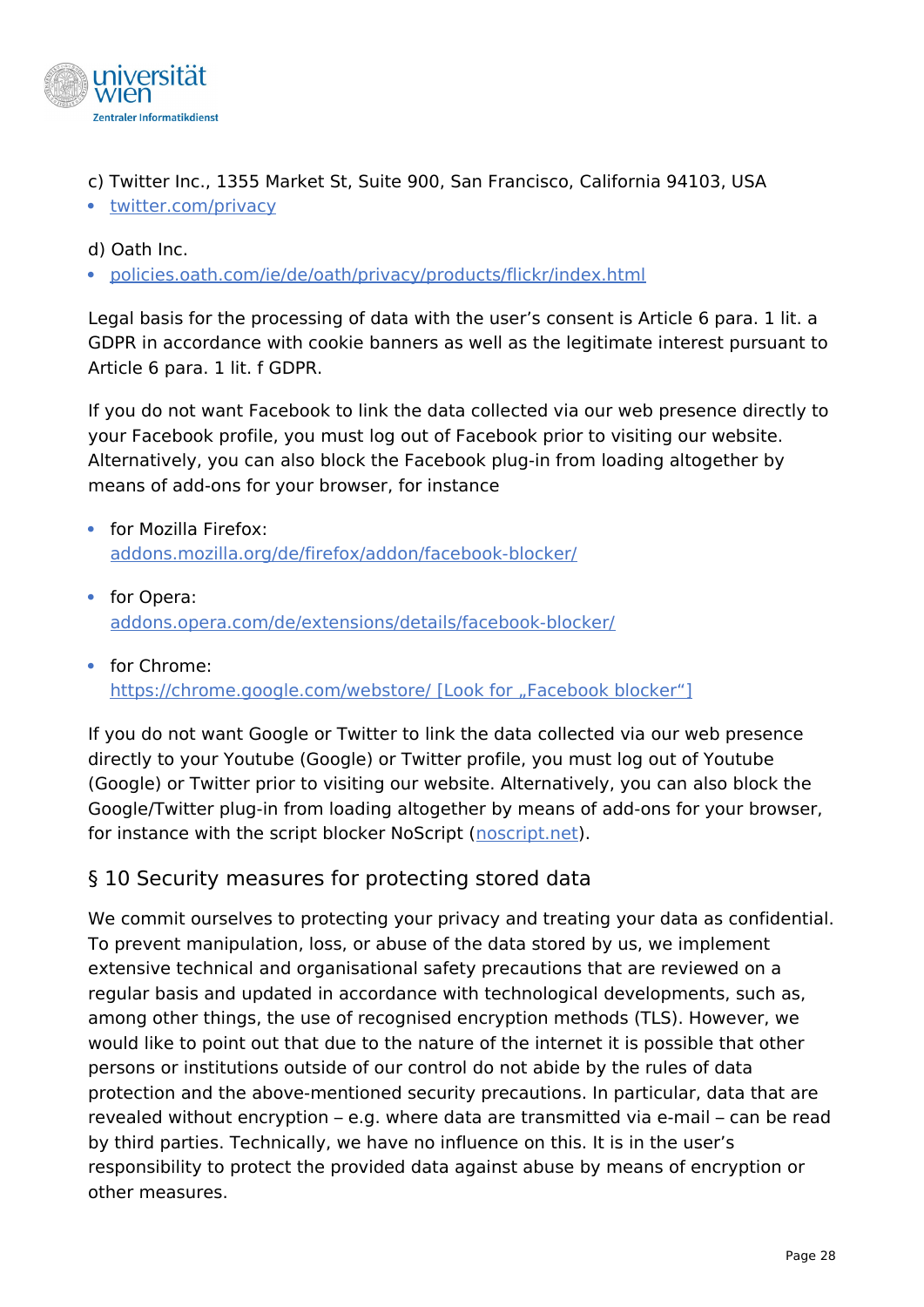c) Twitter Inc., 1355 Market St, Suite 900, San Francisco, California 94103, USA

- twitter.com/privacy

d) Oath Inc.

- policies.oath.com/ie/de/oath/privacy/products/flickr/index.html

Legal basis for the processing of data with the user's consent is Article 6 para. 1 lit. a GDPR in accordance with cookie banners as well as the legitimate interest pursuant to Article 6 para. 1 lit. f GDPR.

If you do not want Facebook to link the data collected via our web presence directly to your Facebook profile, you must log out of Facebook prior to visiting our website. Alternatively, you can also block the Facebook plug-in from loading altogether by means of add-ons for your browser, for instance

- for Mozilla Firefox:
  addons.mozilla.org/de/firefox/addon/facebook-blocker/
- for Opera:
  addons.opera.com/de/extensions/details/facebook-blocker/
- for Chrome:
  https://chrome.google.com/webstore/ [Look for „Facebook blocker"]

If you do not want Google or Twitter to link the data collected via our web presence directly to your Youtube (Google) or Twitter profile, you must log out of Youtube (Google) or Twitter prior to visiting our website. Alternatively, you can also block the Google/Twitter plug-in from loading altogether by means of add-ons for your browser, for instance with the script blocker NoScript (noscript.net).

## § 10 Security measures for protecting stored data

We commit ourselves to protecting your privacy and treating your data as confidential. To prevent manipulation, loss, or abuse of the data stored by us, we implement extensive technical and organisational safety precautions that are reviewed on a regular basis and updated in accordance with technological developments, such as, among other things, the use of recognised encryption methods (TLS). However, we would like to point out that due to the nature of the internet it is possible that other persons or institutions outside of our control do not abide by the rules of data protection and the above-mentioned security precautions. In particular, data that are revealed without encryption – e.g. where data are transmitted via e-mail – can be read by third parties. Technically, we have no influence on this. It is in the user's responsibility to protect the provided data against abuse by means of encryption or other measures.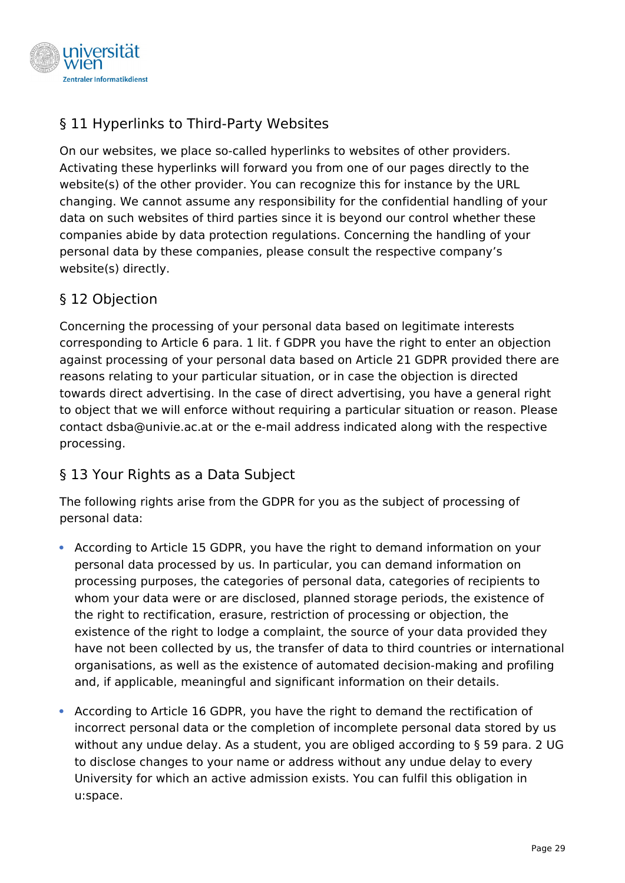## § 11 Hyperlinks to Third-Party Websites

On our websites, we place so-called hyperlinks to websites of other providers. Activating these hyperlinks will forward you from one of our pages directly to the website(s) of the other provider. You can recognize this for instance by the URL changing. We cannot assume any responsibility for the confidential handling of your data on such websites of third parties since it is beyond our control whether these companies abide by data protection regulations. Concerning the handling of your personal data by these companies, please consult the respective company's website(s) directly.

## § 12 Objection

Concerning the processing of your personal data based on legitimate interests corresponding to Article 6 para. 1 lit. f GDPR you have the right to enter an objection against processing of your personal data based on Article 21 GDPR provided there are reasons relating to your particular situation, or in case the objection is directed towards direct advertising. In the case of direct advertising, you have a general right to object that we will enforce without requiring a particular situation or reason. Please contact dsba@univie.ac.at or the e-mail address indicated along with the respective processing.

## § 13 Your Rights as a Data Subject

The following rights arise from the GDPR for you as the subject of processing of personal data:

- According to Article 15 GDPR, you have the right to demand information on your personal data processed by us. In particular, you can demand information on processing purposes, the categories of personal data, categories of recipients to whom your data were or are disclosed, planned storage periods, the existence of the right to rectification, erasure, restriction of processing or objection, the existence of the right to lodge a complaint, the source of your data provided they have not been collected by us, the transfer of data to third countries or international organisations, as well as the existence of automated decision-making and profiling and, if applicable, meaningful and significant information on their details.
- According to Article 16 GDPR, you have the right to demand the rectification of incorrect personal data or the completion of incomplete personal data stored by us without any undue delay. As a student, you are obliged according to § 59 para. 2 UG to disclose changes to your name or address without any undue delay to every University for which an active admission exists. You can fulfil this obligation in u:space.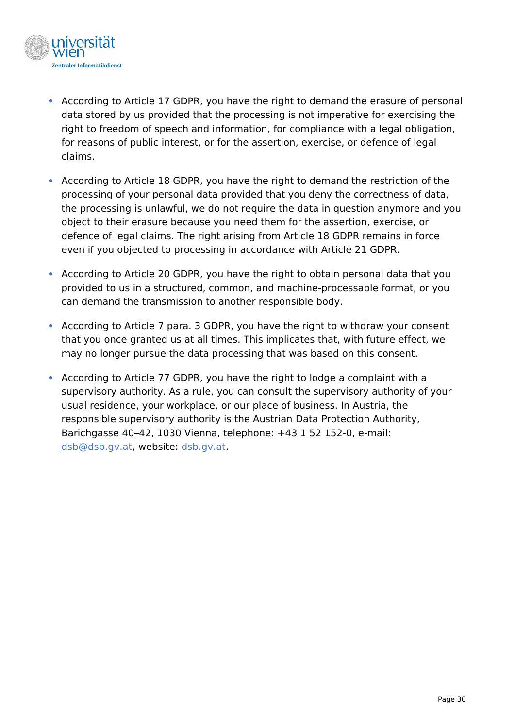- According to Article 17 GDPR, you have the right to demand the erasure of personal data stored by us provided that the processing is not imperative for exercising the right to freedom of speech and information, for compliance with a legal obligation, for reasons of public interest, or for the assertion, exercise, or defence of legal claims.
- According to Article 18 GDPR, you have the right to demand the restriction of the processing of your personal data provided that you deny the correctness of data, the processing is unlawful, we do not require the data in question anymore and you object to their erasure because you need them for the assertion, exercise, or defence of legal claims. The right arising from Article 18 GDPR remains in force even if you objected to processing in accordance with Article 21 GDPR.
- According to Article 20 GDPR, you have the right to obtain personal data that you provided to us in a structured, common, and machine-processable format, or you can demand the transmission to another responsible body.
- According to Article 7 para. 3 GDPR, you have the right to withdraw your consent that you once granted us at all times. This implicates that, with future effect, we may no longer pursue the data processing that was based on this consent.
- According to Article 77 GDPR, you have the right to lodge a complaint with a supervisory authority. As a rule, you can consult the supervisory authority of your usual residence, your workplace, or our place of business. In Austria, the responsible supervisory authority is the Austrian Data Protection Authority, Barichgasse 40–42, 1030 Vienna, telephone: +43 1 52 152-0, e-mail: dsb@dsb.gv.at, website: dsb.gv.at.